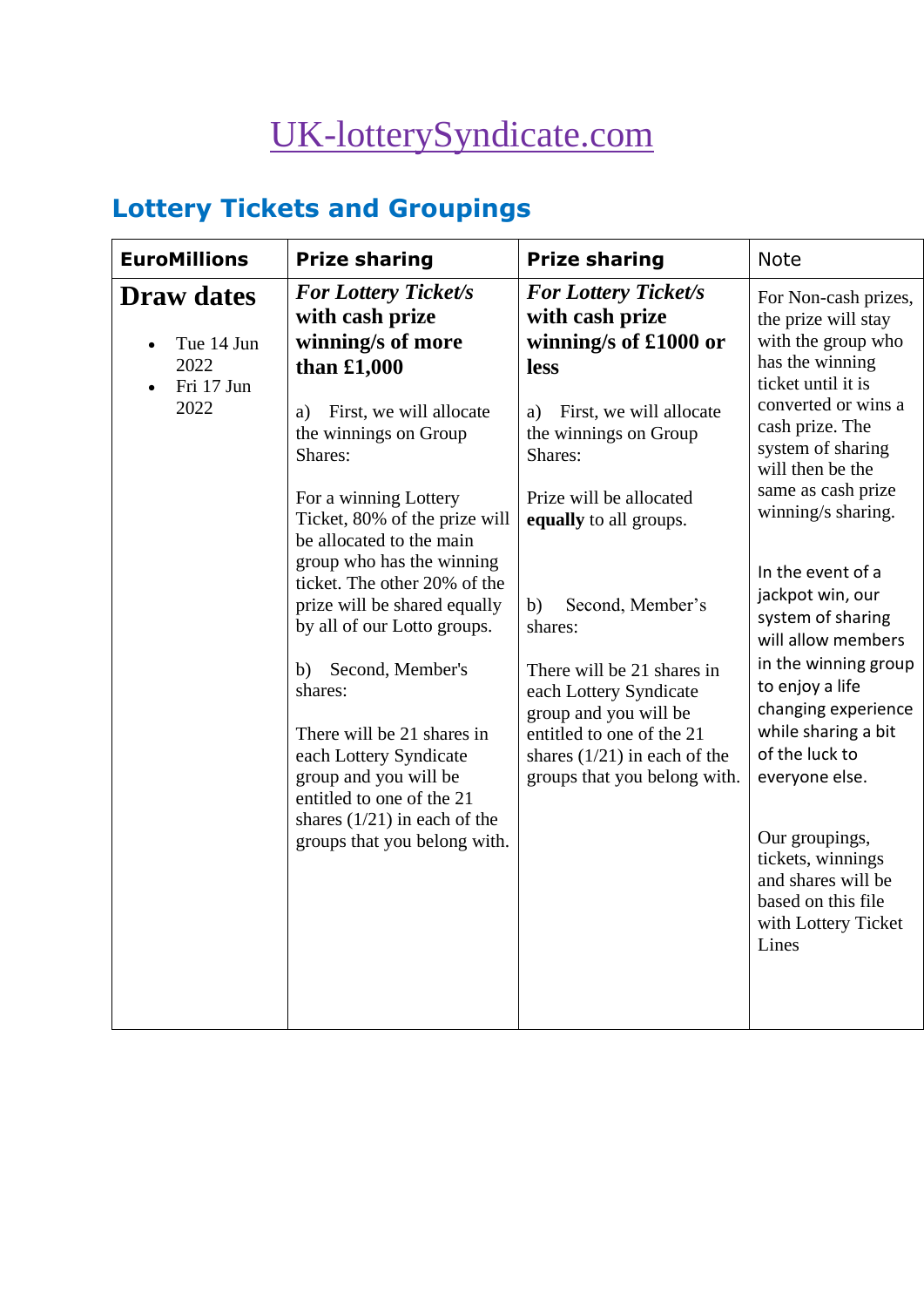# UK-lotterySyndicate.com

## Lottery Tickets and Groupings

| EuroMillions | Prize sharing | Prize sharing | Note |
|---|---|---|---|
| **Draw dates**<br><br>• Tue 14 Jun 2022<br>• Fri 17 Jun 2022 | ***For Lottery Ticket/s with cash prize winning/s of more than £1,000***<br><br>a) First, we will allocate the winnings on Group Shares:<br><br>For a winning Lottery Ticket, 80% of the prize will be allocated to the main group who has the winning ticket. The other 20% of the prize will be shared equally by all of our Lotto groups.<br><br>b) Second, Member's shares:<br><br>There will be 21 shares in each Lottery Syndicate group and you will be entitled to one of the 21 shares (1/21) in each of the groups that you belong with. | ***For Lottery Ticket/s with cash prize winning/s of £1000 or less***<br><br>a) First, we will allocate the winnings on Group Shares:<br><br>Prize will be allocated **equally** to all groups.<br><br>b) Second, Member's shares:<br><br>There will be 21 shares in each Lottery Syndicate group and you will be entitled to one of the 21 shares (1/21) in each of the groups that you belong with. | For Non-cash prizes, the prize will stay with the group who has the winning ticket until it is converted or wins a cash prize. The system of sharing will then be the same as cash prize winning/s sharing.<br><br>In the event of a jackpot win, our system of sharing will allow members in the winning group to enjoy a life changing experience while sharing a bit of the luck to everyone else.<br><br>Our groupings, tickets, winnings and shares will be based on this file with Lottery Ticket Lines |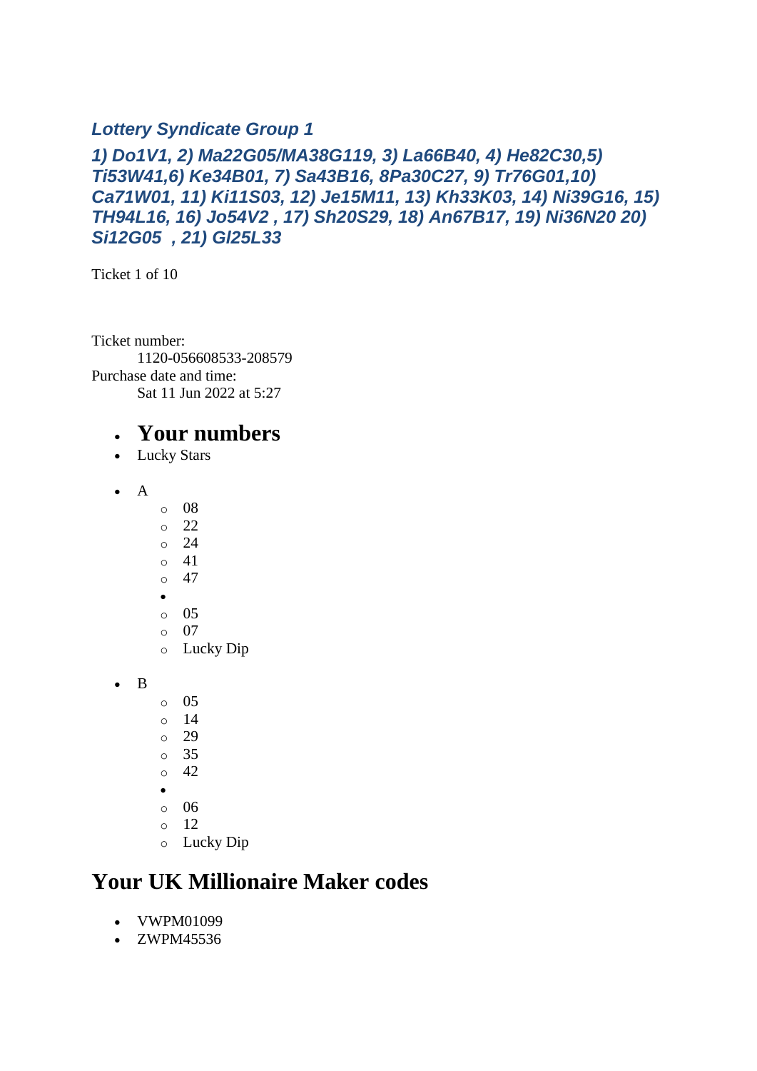### *Lottery Syndicate Group 1*

### *1) Do1V1, 2) Ma22G05/MA38G119, 3) La66B40, 4) He82C30,5) Ti53W41,6) Ke34B01, 7) Sa43B16, 8Pa30C27, 9) Tr76G01,10) Ca71W01, 11) Ki11S03, 12) Je15M11, 13) Kh33K03, 14) Ni39G16, 15) TH94L16, 16) Jo54V2 , 17) Sh20S29, 18) An67B17, 19) Ni36N20 20) Si12G05  , 21) Gl25L33*

Ticket 1 of 10

Ticket number:
    1120-056608533-208579
Purchase date and time:
    Sat 11 Jun 2022 at 5:27

- **Your numbers**
- Lucky Stars

- A
    - 08
    - 22
    - 24
    - 41
    - 47
  - 
    - 05
    - 07
    - Lucky Dip

- B
    - 05
    - 14
    - 29
    - 35
    - 42
  - 
    - 06
    - 12
    - Lucky Dip

## Your UK Millionaire Maker codes

- VWPM01099
- ZWPM45536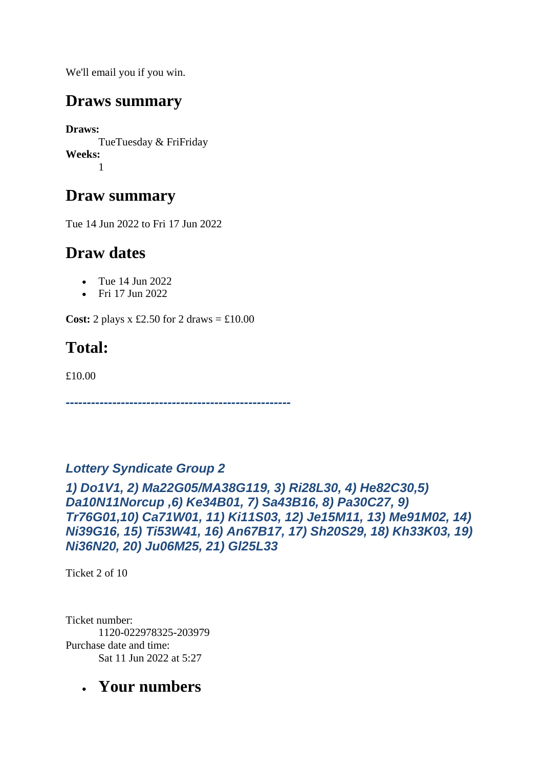We'll email you if you win.

## Draws summary

**Draws:**
  TueTuesday & FriFriday
**Weeks:**
  1

## Draw summary

Tue 14 Jun 2022 to Fri 17 Jun 2022

## Draw dates

- Tue 14 Jun 2022
- Fri 17 Jun 2022

**Cost:** 2 plays x £2.50 for 2 draws = £10.00

## Total:

£10.00

***-----------------------------------------------------***

### *Lottery Syndicate Group 2*

### *1) Do1V1, 2) Ma22G05/MA38G119, 3) Ri28L30, 4) He82C30,5) Da10N11Norcup ,6) Ke34B01, 7) Sa43B16, 8) Pa30C27, 9) Tr76G01,10) Ca71W01, 11) Ki11S03, 12) Je15M11, 13) Me91M02, 14) Ni39G16, 15) Ti53W41, 16) An67B17, 17) Sh20S29, 18) Kh33K03, 19) Ni36N20, 20) Ju06M25, 21) Gl25L33*

Ticket 2 of 10

Ticket number:
  1120-022978325-203979
Purchase date and time:
  Sat 11 Jun 2022 at 5:27

- ## Your numbers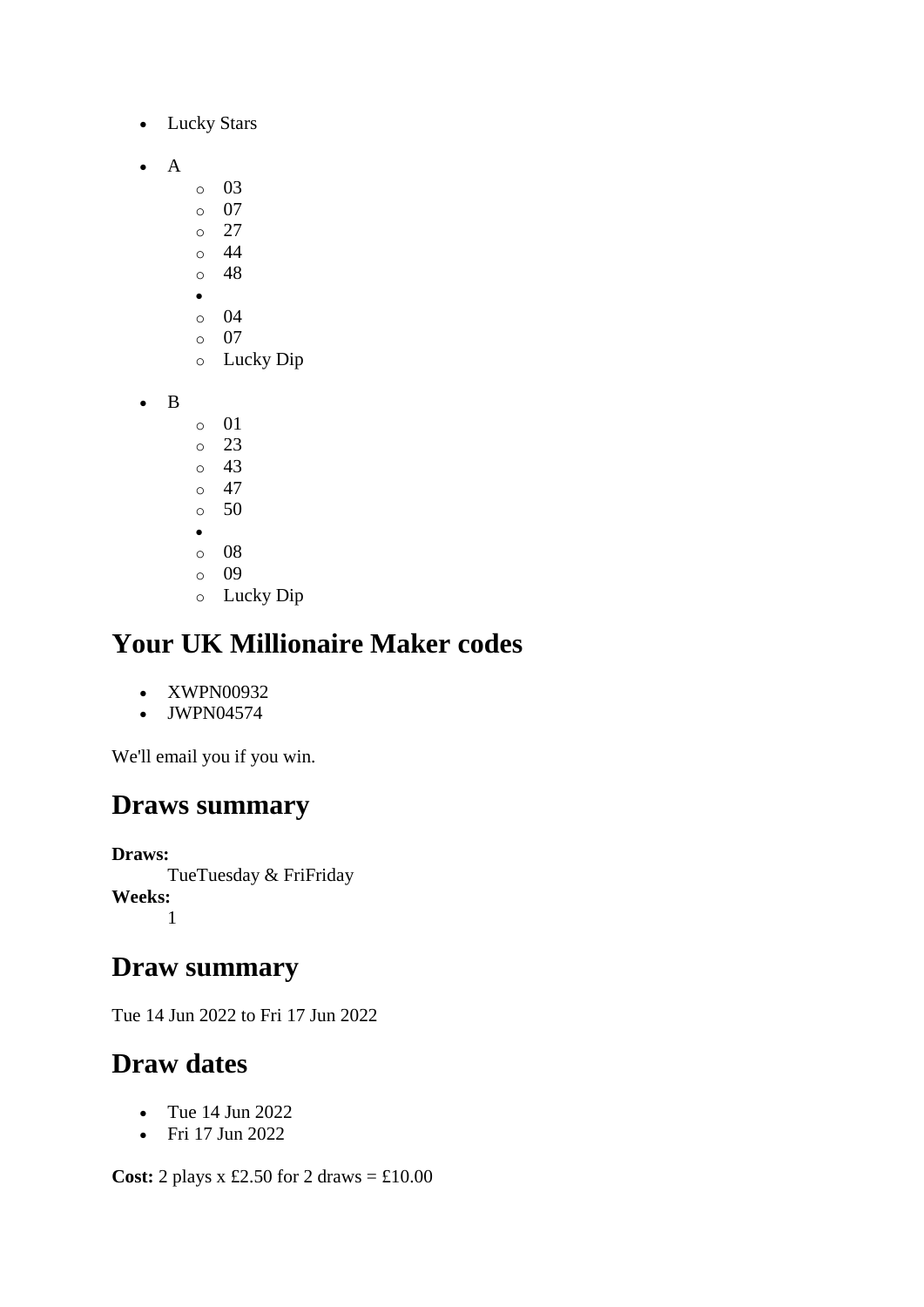- Lucky Stars

- A
    - 03
    - 07
    - 27
    - 44
    - 48
  - 
    - 04
    - 07
    - Lucky Dip

- B
    - 01
    - 23
    - 43
    - 47
    - 50
  - 
    - 08
    - 09
    - Lucky Dip

## Your UK Millionaire Maker codes

- XWPN00932
- JWPN04574

We'll email you if you win.

## Draws summary

**Draws:**
TueTuesday & FriFriday
**Weeks:**
1

## Draw summary

Tue 14 Jun 2022 to Fri 17 Jun 2022

## Draw dates

- Tue 14 Jun 2022
- Fri 17 Jun 2022

**Cost:** 2 plays x £2.50 for 2 draws = £10.00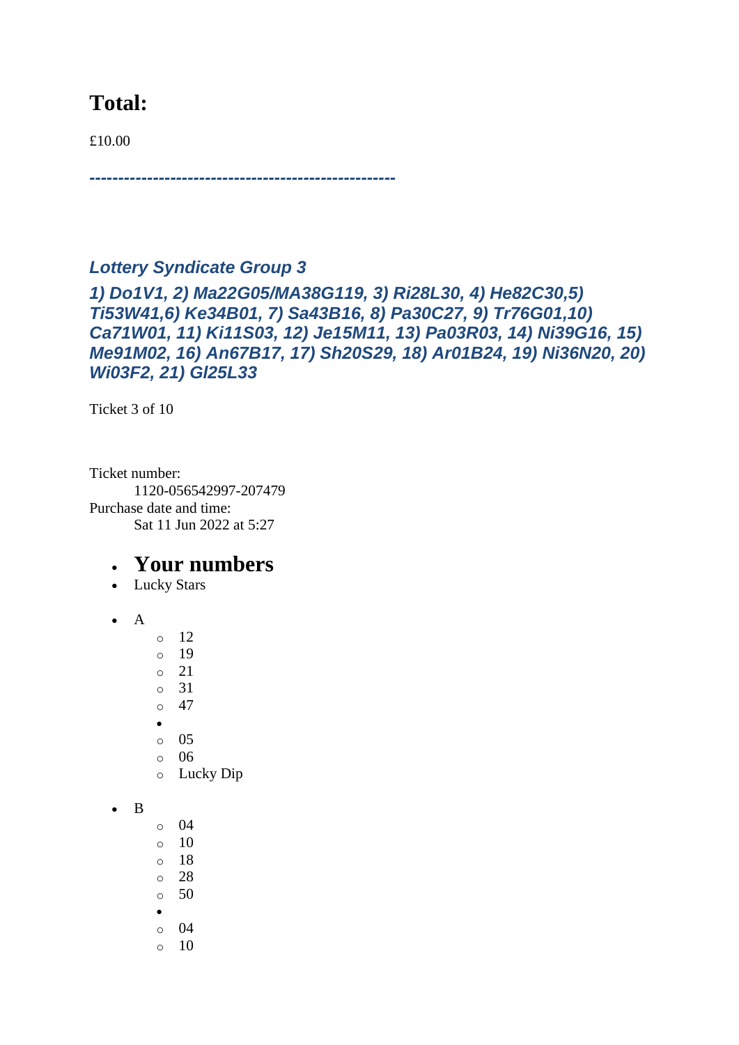## Total:

£10.00

*----------------------------------------------------*

### *Lottery Syndicate Group 3*

### *1) Do1V1, 2) Ma22G05/MA38G119, 3) Ri28L30, 4) He82C30,5) Ti53W41,6) Ke34B01, 7) Sa43B16, 8) Pa30C27, 9) Tr76G01,10) Ca71W01, 11) Ki11S03, 12) Je15M11, 13) Pa03R03, 14) Ni39G16, 15) Me91M02, 16) An67B17, 17) Sh20S29, 18) Ar01B24, 19) Ni36N20, 20) Wi03F2, 21) Gl25L33*

Ticket 3 of 10

Ticket number:
    1120-056542997-207479
Purchase date and time:
    Sat 11 Jun 2022 at 5:27

- ## Your numbers
- Lucky Stars

- A
  - 12
  - 19
  - 21
  - 31
  - 47
  - 
  - 05
  - 06
  - Lucky Dip

- B
  - 04
  - 10
  - 18
  - 28
  - 50
  - 
  - 04
  - 10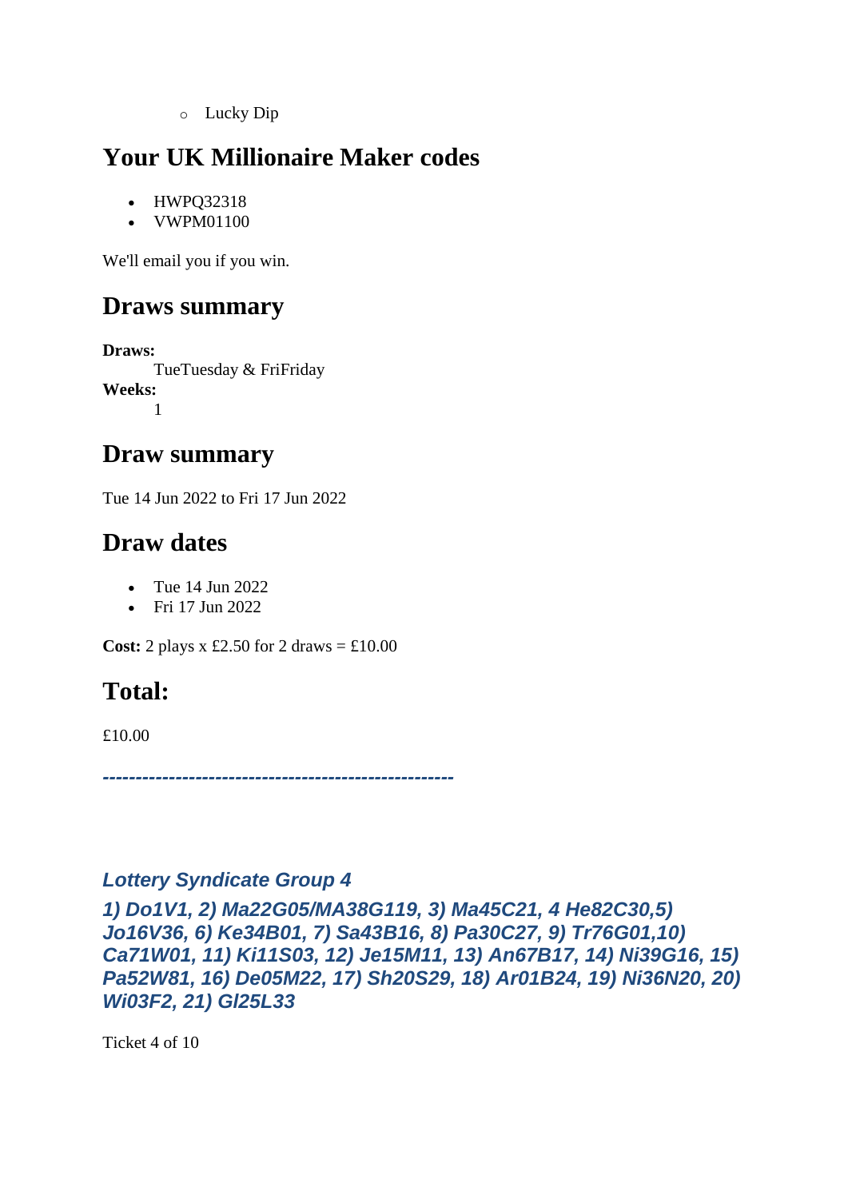- Lucky Dip

## Your UK Millionaire Maker codes

- HWPQ32318
- VWPM01100

We'll email you if you win.

## Draws summary

**Draws:**
TueTuesday & FriFriday

**Weeks:**
1

## Draw summary

Tue 14 Jun 2022 to Fri 17 Jun 2022

## Draw dates

- Tue 14 Jun 2022
- Fri 17 Jun 2022

**Cost:** 2 plays x £2.50 for 2 draws = £10.00

## Total:

£10.00

***-----------------------------------------------------***

***Lottery Syndicate Group 4***

***1) Do1V1, 2) Ma22G05/MA38G119, 3) Ma45C21, 4 He82C30,5) Jo16V36, 6) Ke34B01, 7) Sa43B16, 8) Pa30C27, 9) Tr76G01,10) Ca71W01, 11) Ki11S03, 12) Je15M11, 13) An67B17, 14) Ni39G16, 15) Pa52W81, 16) De05M22, 17) Sh20S29, 18) Ar01B24, 19) Ni36N20, 20) Wi03F2, 21) Gl25L33***

Ticket 4 of 10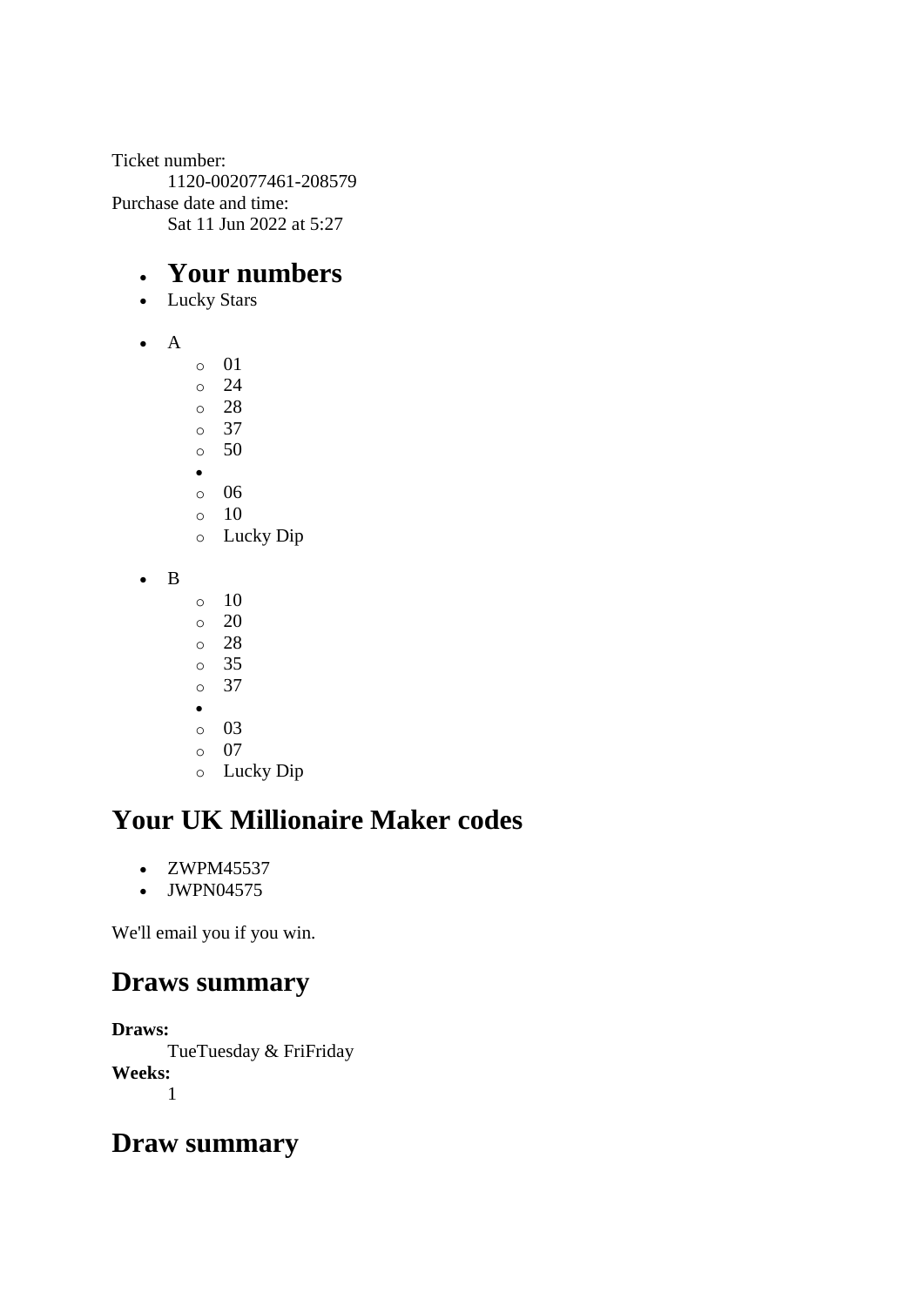Ticket number:
    1120-002077461-208579
Purchase date and time:
    Sat 11 Jun 2022 at 5:27

- ## Your numbers
- Lucky Stars

- A
    - 01
    - 24
    - 28
    - 37
    - 50
- 
    - 06
    - 10
    - Lucky Dip

- B
    - 10
    - 20
    - 28
    - 35
    - 37
- 
    - 03
    - 07
    - Lucky Dip

## Your UK Millionaire Maker codes

- ZWPM45537
- JWPN04575

We'll email you if you win.

## Draws summary

**Draws:**
    TueTuesday & FriFriday
**Weeks:**
    1

## Draw summary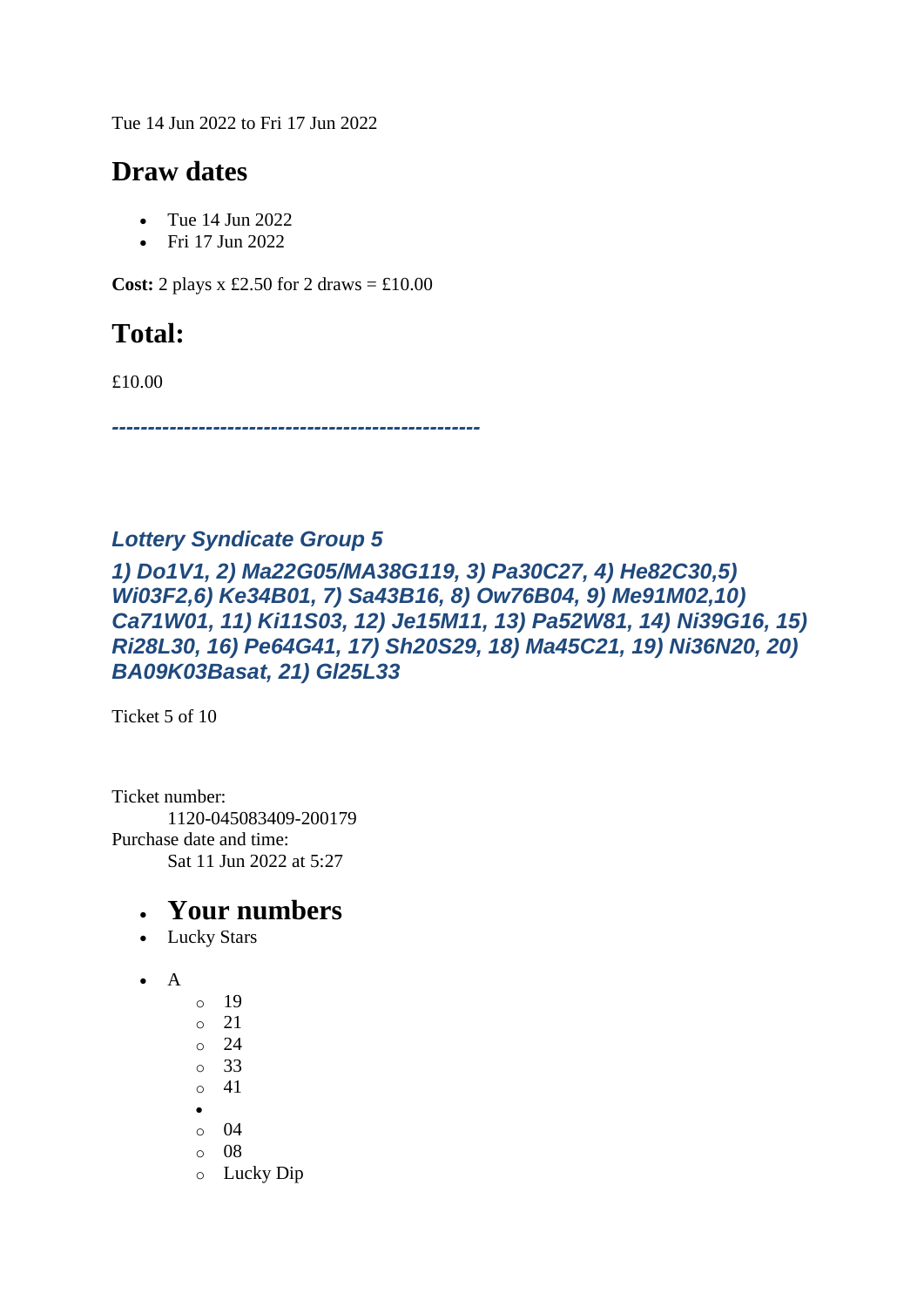Tue 14 Jun 2022 to Fri 17 Jun 2022

## Draw dates

- Tue 14 Jun 2022
- Fri 17 Jun 2022

**Cost:** 2 plays x £2.50 for 2 draws = £10.00

## Total:

£10.00

***--------------------------------------------------***

### *Lottery Syndicate Group 5*

### *1) Do1V1, 2) Ma22G05/MA38G119, 3) Pa30C27, 4) He82C30,5) Wi03F2,6) Ke34B01, 7) Sa43B16, 8) Ow76B04, 9) Me91M02,10) Ca71W01, 11) Ki11S03, 12) Je15M11, 13) Pa52W81, 14) Ni39G16, 15) Ri28L30, 16) Pe64G41, 17) Sh20S29, 18) Ma45C21, 19) Ni36N20, 20) BA09K03Basat, 21) Gl25L33*

Ticket 5 of 10

Ticket number:
 1120-045083409-200179
Purchase date and time:
 Sat 11 Jun 2022 at 5:27

- **Your numbers**
- Lucky Stars

- A
  - 19
  - 21
  - 24
  - 33
  - 41
-
  - 04
  - 08
  - Lucky Dip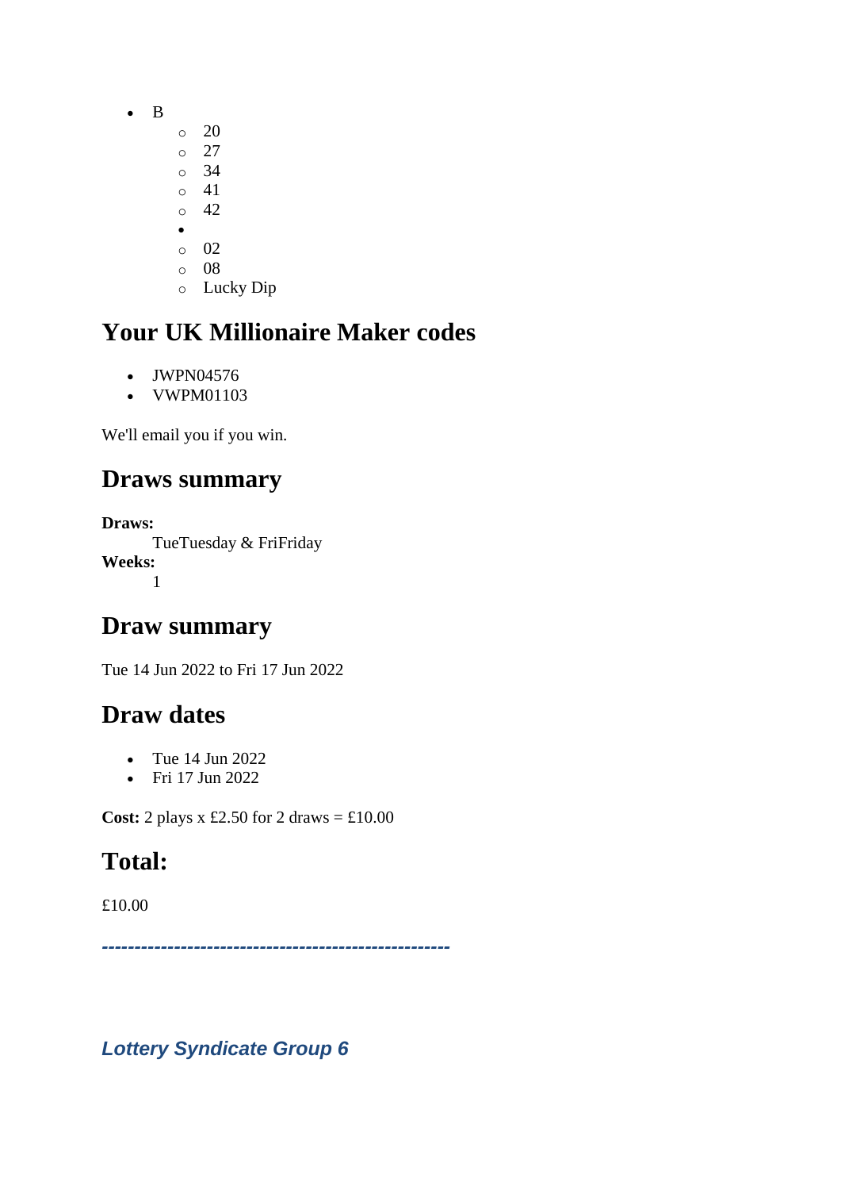- B
    - 20
    - 27
    - 34
    - 41
    - 42
-
    - 02
    - 08
    - Lucky Dip

## Your UK Millionaire Maker codes

- JWPN04576
- VWPM01103

We'll email you if you win.

## Draws summary

**Draws:**
TueTuesday & FriFriday
**Weeks:**
1

## Draw summary

Tue 14 Jun 2022 to Fri 17 Jun 2022

## Draw dates

- Tue 14 Jun 2022
- Fri 17 Jun 2022

**Cost:** 2 plays x £2.50 for 2 draws = £10.00

## Total:

£10.00

***-----------------------------------------------------***

***Lottery Syndicate Group 6***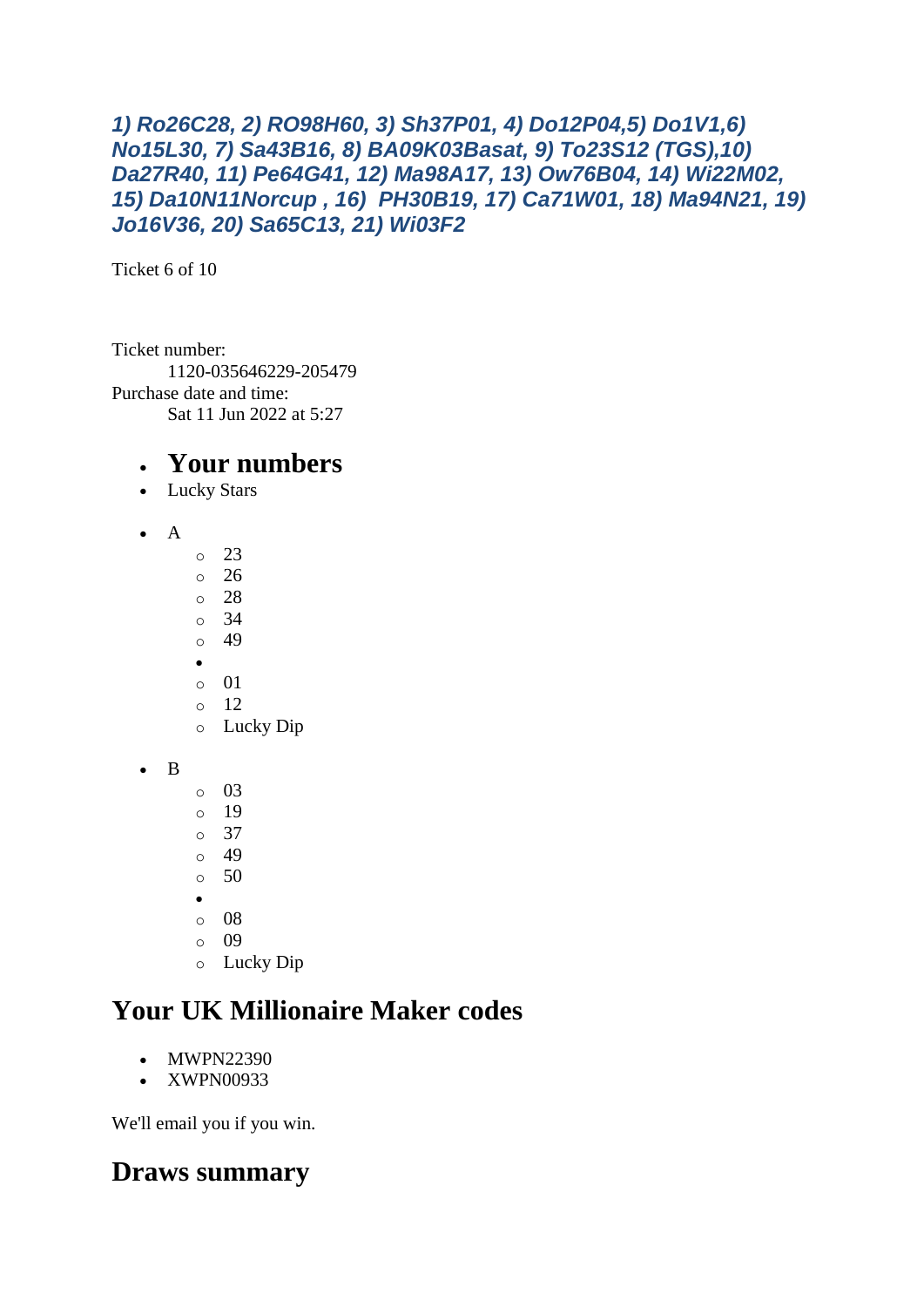***1) Ro26C28, 2) RO98H60, 3) Sh37P01, 4) Do12P04,5) Do1V1,6) No15L30, 7) Sa43B16, 8) BA09K03Basat, 9) To23S12 (TGS),10) Da27R40, 11) Pe64G41, 12) Ma98A17, 13) Ow76B04, 14) Wi22M02, 15) Da10N11Norcup , 16) PH30B19, 17) Ca71W01, 18) Ma94N21, 19) Jo16V36, 20) Sa65C13, 21) Wi03F2***

Ticket 6 of 10

Ticket number:
    1120-035646229-205479
Purchase date and time:
    Sat 11 Jun 2022 at 5:27

- **Your numbers**
- Lucky Stars

- A
    - 23
    - 26
    - 28
    - 34
    - 49
  -
    - 01
    - 12
    - Lucky Dip

- B
    - 03
    - 19
    - 37
    - 49
    - 50
  -
    - 08
    - 09
    - Lucky Dip

## Your UK Millionaire Maker codes

- MWPN22390
- XWPN00933

We'll email you if you win.

## Draws summary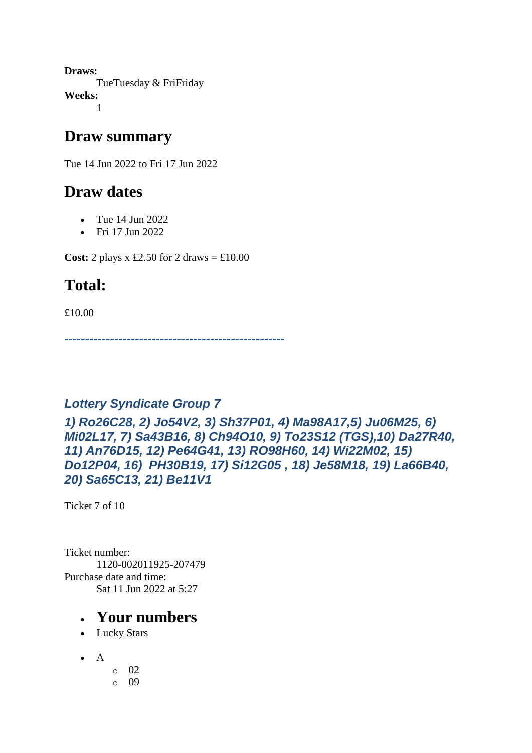**Draws:**
: TueTuesday & FriFriday

**Weeks:**
: 1

## Draw summary

Tue 14 Jun 2022 to Fri 17 Jun 2022

## Draw dates

- Tue 14 Jun 2022
- Fri 17 Jun 2022

**Cost:** 2 plays x £2.50 for 2 draws = £10.00

## Total:

£10.00

***-----------------------------------------------------***

### *Lottery Syndicate Group 7*

### *1) Ro26C28, 2) Jo54V2, 3) Sh37P01, 4) Ma98A17,5) Ju06M25, 6) Mi02L17, 7) Sa43B16, 8) Ch94O10, 9) To23S12 (TGS),10) Da27R40, 11) An76D15, 12) Pe64G41, 13) RO98H60, 14) Wi22M02, 15) Do12P04, 16) PH30B19, 17) Si12G05 , 18) Je58M18, 19) La66B40, 20) Sa65C13, 21) Be11V1*

Ticket 7 of 10

Ticket number:
: 1120-002011925-207479

Purchase date and time:
: Sat 11 Jun 2022 at 5:27

- ## Your numbers
- Lucky Stars

- A
  - 02
  - 09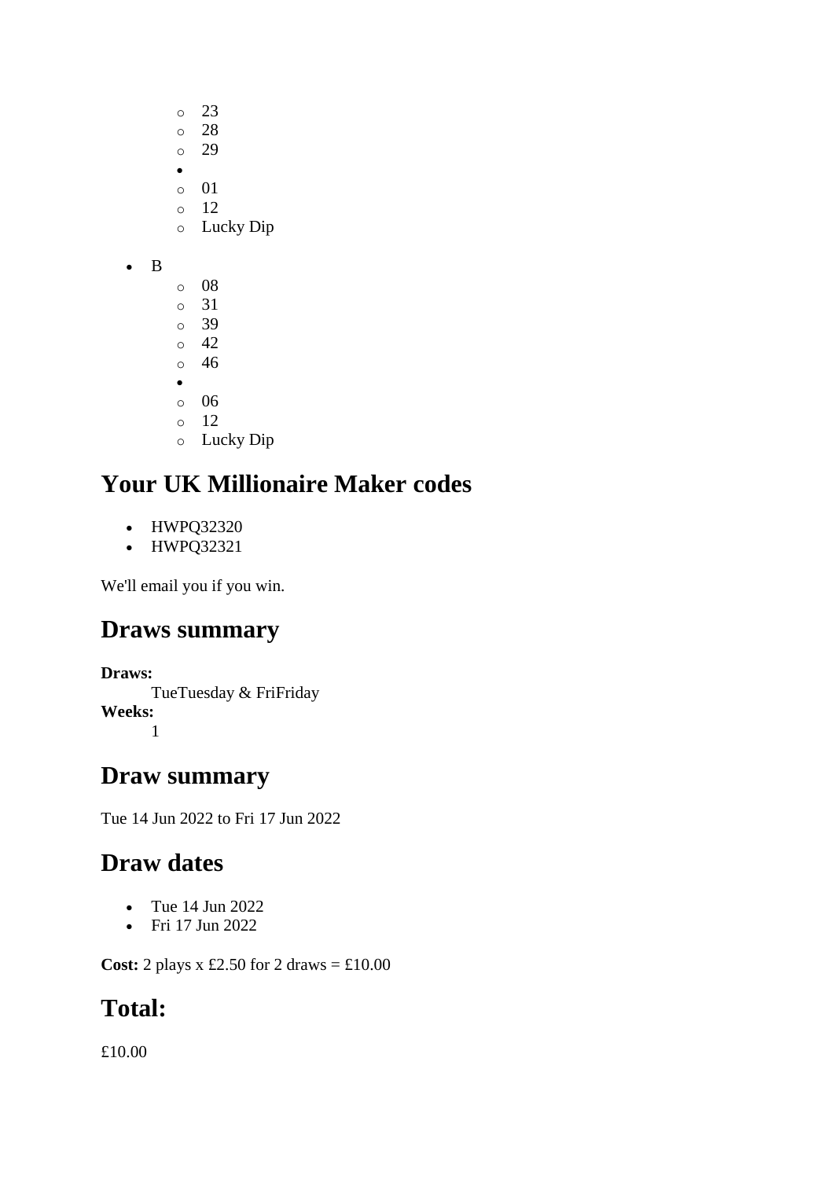- 23
    - 28
    - 29
  - 
    - 01
    - 12
    - Lucky Dip

- B
    - 08
    - 31
    - 39
    - 42
    - 46
  - 
    - 06
    - 12
    - Lucky Dip

## Your UK Millionaire Maker codes

- HWPQ32320
- HWPQ32321

We'll email you if you win.

## Draws summary

**Draws:**
TueTuesday & FriFriday
**Weeks:**
1

## Draw summary

Tue 14 Jun 2022 to Fri 17 Jun 2022

## Draw dates

- Tue 14 Jun 2022
- Fri 17 Jun 2022

**Cost:** 2 plays x £2.50 for 2 draws = £10.00

## Total:

£10.00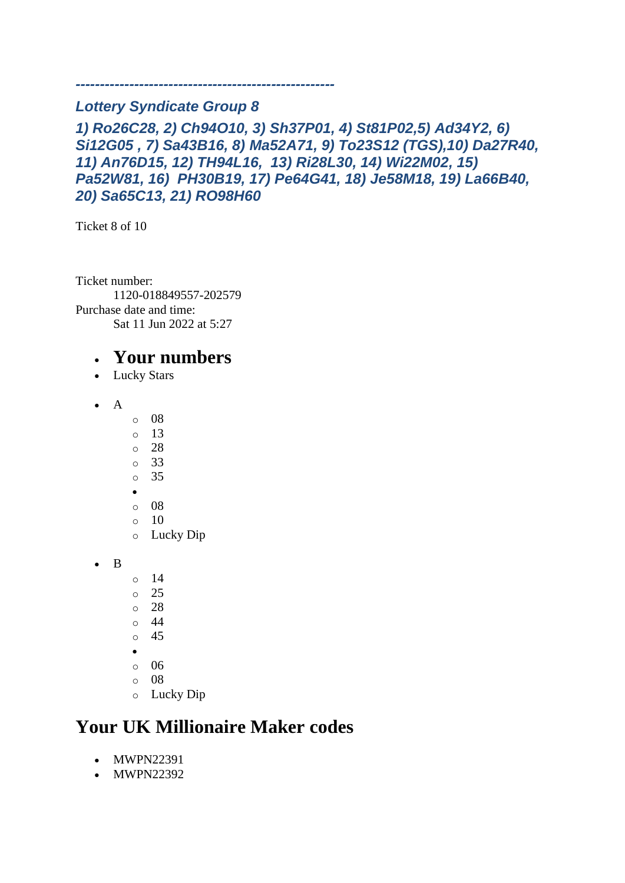*----------------------------------------------------*

***Lottery Syndicate Group 8***

***1) Ro26C28, 2) Ch94O10, 3) Sh37P01, 4) St81P02,5) Ad34Y2, 6) Si12G05 , 7) Sa43B16, 8) Ma52A71, 9) To23S12 (TGS),10) Da27R40, 11) An76D15, 12) TH94L16,  13) Ri28L30, 14) Wi22M02, 15) Pa52W81, 16)  PH30B19, 17) Pe64G41, 18) Je58M18, 19) La66B40, 20) Sa65C13, 21) RO98H60***

Ticket 8 of 10

Ticket number:
    1120-018849557-202579
Purchase date and time:
    Sat 11 Jun 2022 at 5:27

- **Your numbers**
- Lucky Stars

- A
    - 08
    - 13
    - 28
    - 33
    - 35
  -
    - 08
    - 10
    - Lucky Dip

- B
    - 14
    - 25
    - 28
    - 44
    - 45
  -
    - 06
    - 08
    - Lucky Dip

## Your UK Millionaire Maker codes

- MWPN22391
- MWPN22392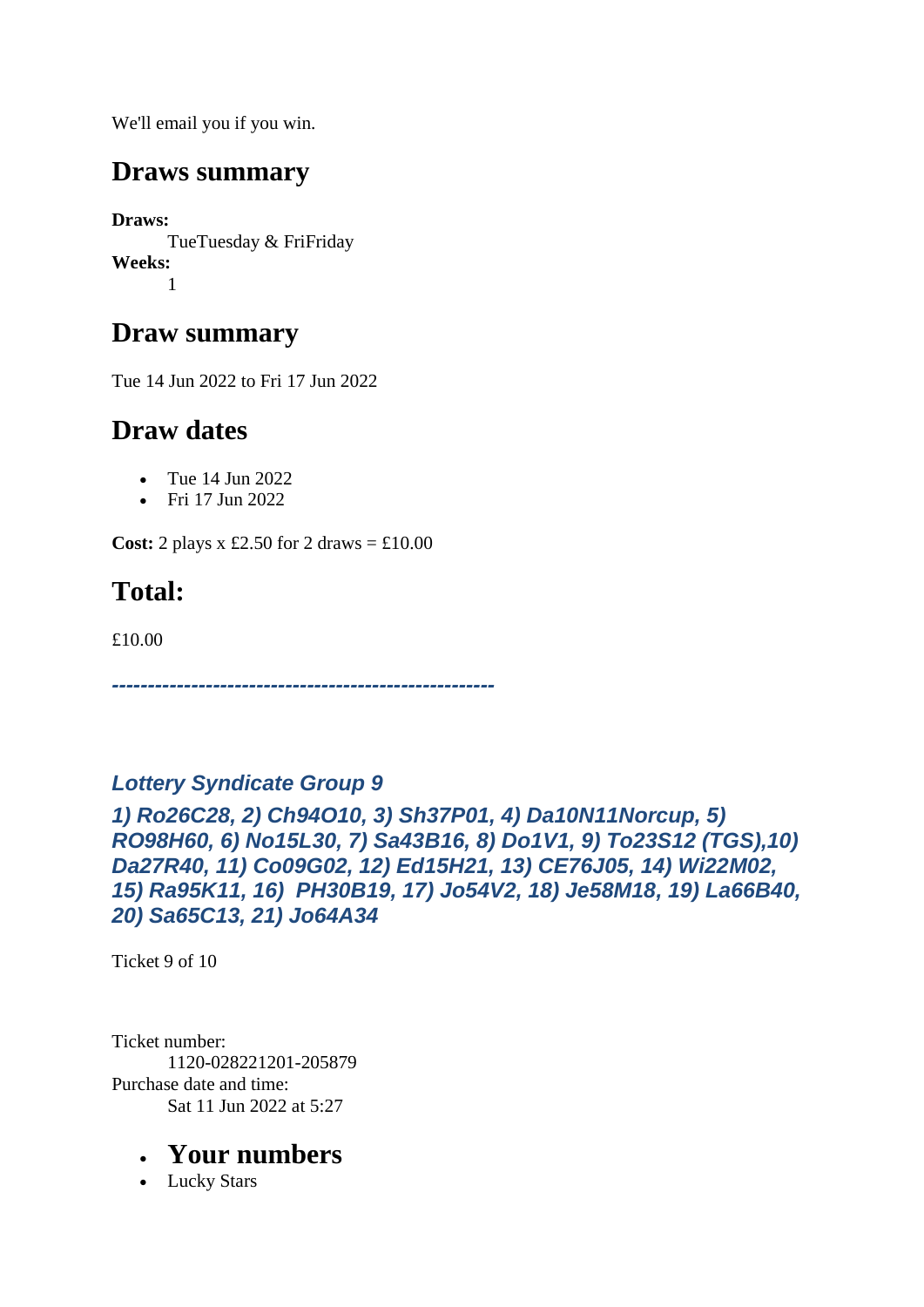We'll email you if you win.

## Draws summary

**Draws:**
    TueTuesday & FriFriday
**Weeks:**
    1

## Draw summary

Tue 14 Jun 2022 to Fri 17 Jun 2022

## Draw dates

- Tue 14 Jun 2022
- Fri 17 Jun 2022

**Cost:** 2 plays x £2.50 for 2 draws = £10.00

## Total:

£10.00

***-----------------------------------------------------***

### *Lottery Syndicate Group 9*

### *1) Ro26C28, 2) Ch94O10, 3) Sh37P01, 4) Da10N11Norcup, 5) RO98H60, 6) No15L30, 7) Sa43B16, 8) Do1V1, 9) To23S12 (TGS),10) Da27R40, 11) Co09G02, 12) Ed15H21, 13) CE76J05, 14) Wi22M02, 15) Ra95K11, 16) PH30B19, 17) Jo54V2, 18) Je58M18, 19) La66B40, 20) Sa65C13, 21) Jo64A34*

Ticket 9 of 10

Ticket number:
    1120-028221201-205879
Purchase date and time:
    Sat 11 Jun 2022 at 5:27

- ## Your numbers
- Lucky Stars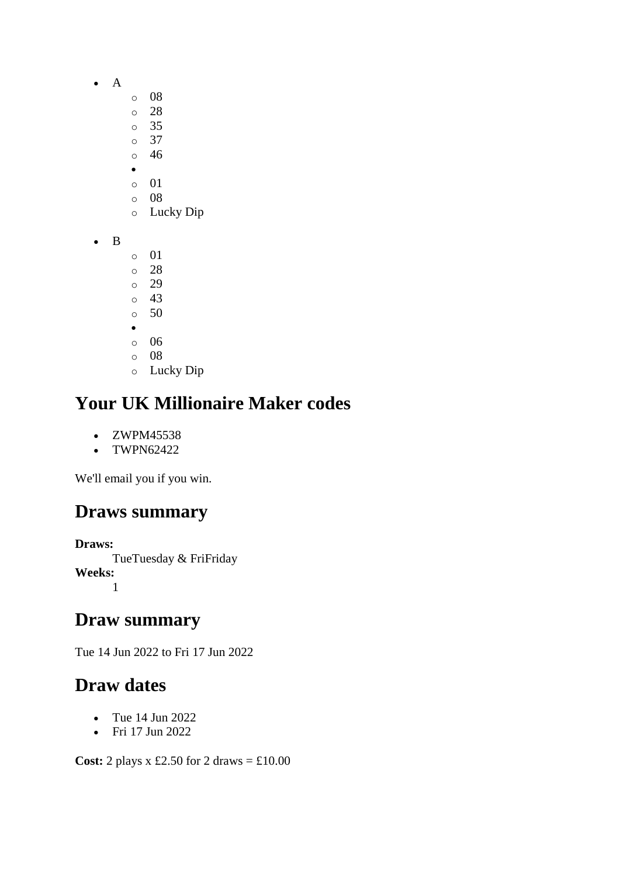- A
    - 08
    - 28
    - 35
    - 37
    - 46
-
    - 01
    - 08
    - Lucky Dip

- B
    - 01
    - 28
    - 29
    - 43
    - 50
-
    - 06
    - 08
    - Lucky Dip

## Your UK Millionaire Maker codes

- ZWPM45538
- TWPN62422

We'll email you if you win.

## Draws summary

**Draws:**
TueTuesday & FriFriday
**Weeks:**
1

## Draw summary

Tue 14 Jun 2022 to Fri 17 Jun 2022

## Draw dates

- Tue 14 Jun 2022
- Fri 17 Jun 2022

**Cost:** 2 plays x £2.50 for 2 draws = £10.00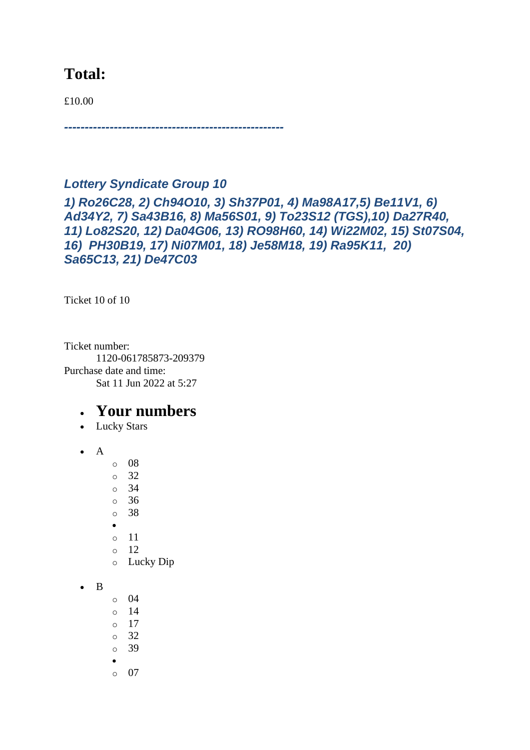## Total:

£10.00

***----------------------------------------------------***

***Lottery Syndicate Group 10***

***1) Ro26C28, 2) Ch94O10, 3) Sh37P01, 4) Ma98A17,5) Be11V1, 6) Ad34Y2, 7) Sa43B16, 8) Ma56S01, 9) To23S12 (TGS),10) Da27R40, 11) Lo82S20, 12) Da04G06, 13) RO98H60, 14) Wi22M02, 15) St07S04, 16) PH30B19, 17) Ni07M01, 18) Je58M18, 19) Ra95K11, 20) Sa65C13, 21) De47C03***

Ticket 10 of 10

Ticket number:
 1120-061785873-209379
Purchase date and time:
 Sat 11 Jun 2022 at 5:27

- ## Your numbers
- Lucky Stars

- A
  - 08
  - 32
  - 34
  - 36
  - 38
  - 
  - 11
  - 12
  - Lucky Dip

- B
  - 04
  - 14
  - 17
  - 32
  - 39
  - 
  - 07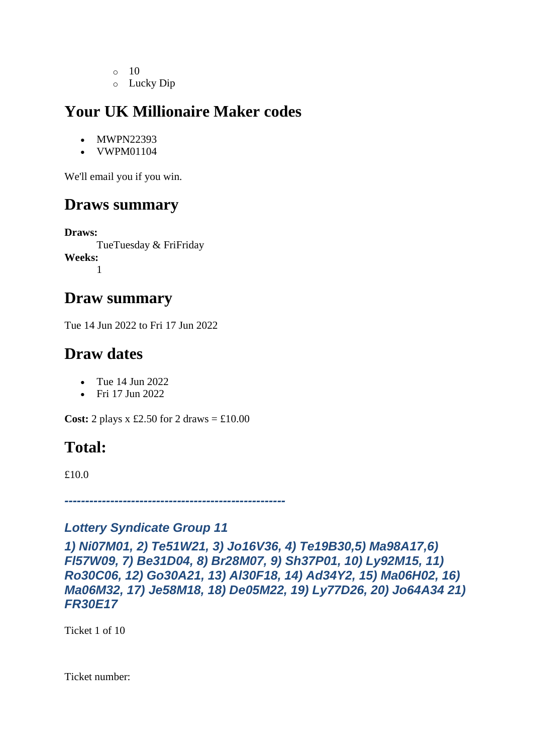- 10
   - Lucky Dip

## Your UK Millionaire Maker codes

- MWPN22393
- VWPM01104

We'll email you if you win.

## Draws summary

**Draws:**
TueTuesday & FriFriday
**Weeks:**
1

## Draw summary

Tue 14 Jun 2022 to Fri 17 Jun 2022

## Draw dates

- Tue 14 Jun 2022
- Fri 17 Jun 2022

**Cost:** 2 plays x £2.50 for 2 draws = £10.00

## Total:

£10.0

***-----------------------------------------------------***

### *Lottery Syndicate Group 11*

***1) Ni07M01, 2) Te51W21, 3) Jo16V36, 4) Te19B30,5) Ma98A17,6) Fl57W09, 7) Be31D04, 8) Br28M07, 9) Sh37P01, 10) Ly92M15, 11) Ro30C06, 12) Go30A21, 13) Al30F18, 14) Ad34Y2, 15) Ma06H02, 16) Ma06M32, 17) Je58M18, 18) De05M22, 19) Ly77D26, 20) Jo64A34 21) FR30E17***

Ticket 1 of 10

Ticket number: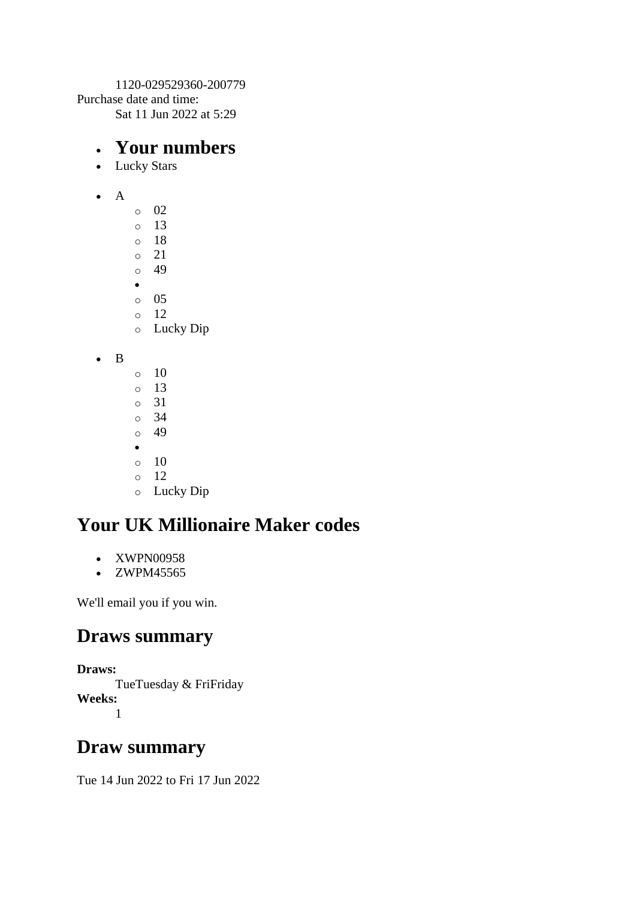1120-029529360-200779

Purchase date and time:

Sat 11 Jun 2022 at 5:29

- ## Your numbers
- Lucky Stars

- A
  - 02
  - 13
  - 18
  - 21
  - 49
  - 
  - 05
  - 12
  - Lucky Dip

- B
  - 10
  - 13
  - 31
  - 34
  - 49
  - 
  - 10
  - 12
  - Lucky Dip

## Your UK Millionaire Maker codes

- XWPN00958
- ZWPM45565

We'll email you if you win.

## Draws summary

**Draws:**

TueTuesday & FriFriday

**Weeks:**

1

## Draw summary

Tue 14 Jun 2022 to Fri 17 Jun 2022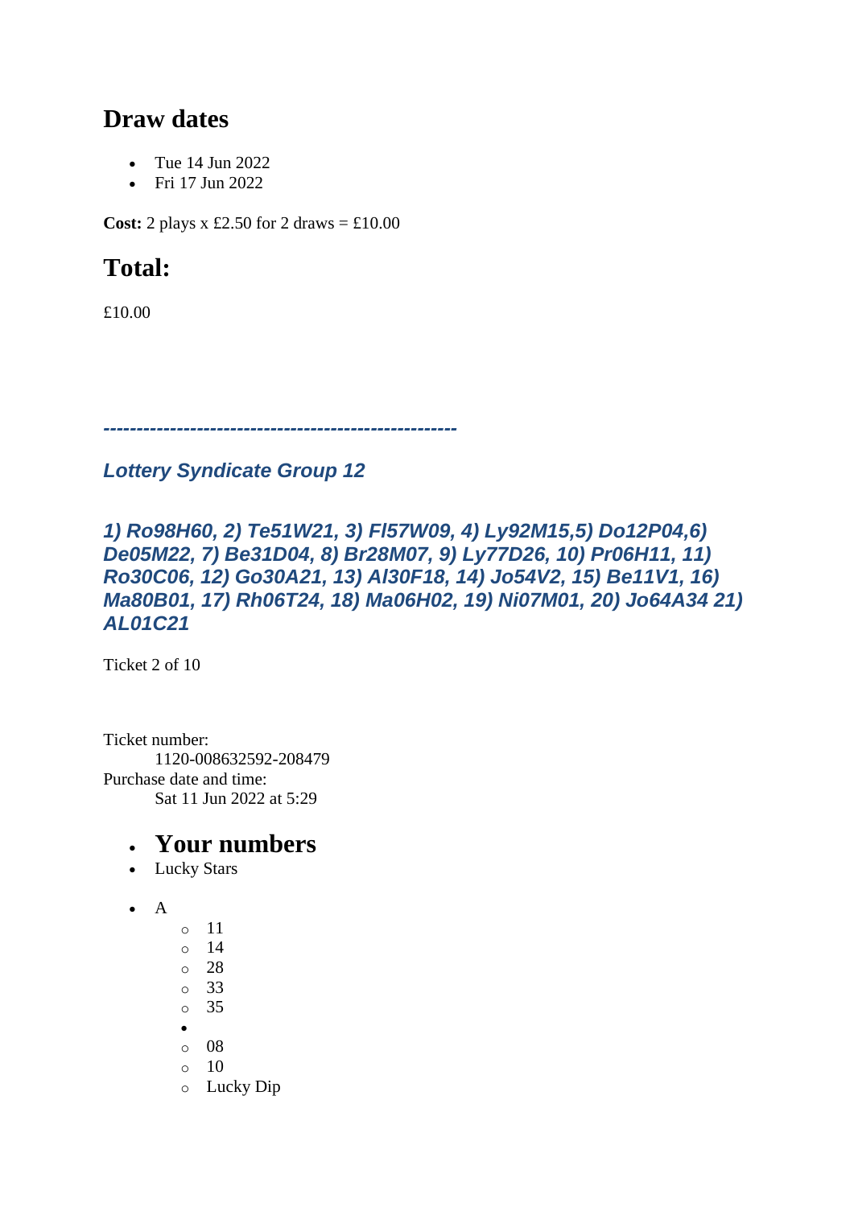## Draw dates

- Tue 14 Jun 2022
- Fri 17 Jun 2022

**Cost:** 2 plays x £2.50 for 2 draws = £10.00

## Total:

£10.00

***----------------------------------------------------***

***Lottery Syndicate Group 12***

***1) Ro98H60, 2) Te51W21, 3) Fl57W09, 4) Ly92M15,5) Do12P04,6) De05M22, 7) Be31D04, 8) Br28M07, 9) Ly77D26, 10) Pr06H11, 11) Ro30C06, 12) Go30A21, 13) Al30F18, 14) Jo54V2, 15) Be11V1, 16) Ma80B01, 17) Rh06T24, 18) Ma06H02, 19) Ni07M01, 20) Jo64A34 21) AL01C21***

Ticket 2 of 10

Ticket number:
    1120-008632592-208479
Purchase date and time:
    Sat 11 Jun 2022 at 5:29

- ## Your numbers
- Lucky Stars

- A
    - 11
    - 14
    - 28
    - 33
    - 35
  - 
    - 08
    - 10
    - Lucky Dip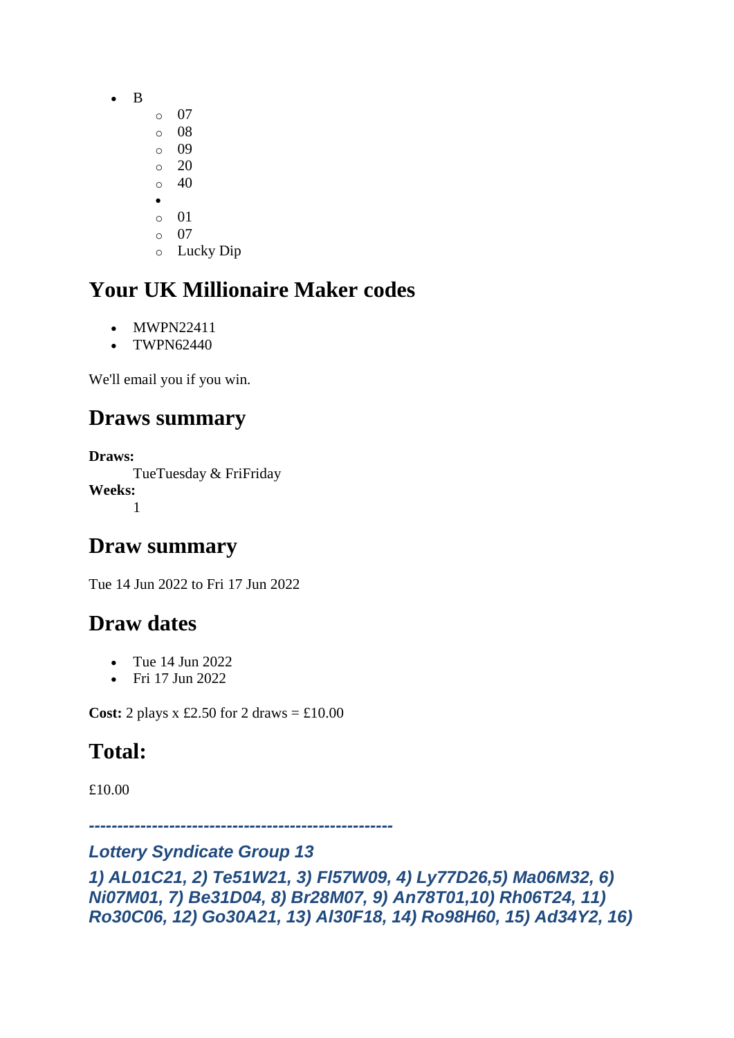- B
    - 07
    - 08
    - 09
    - 20
    - 40
- 
    - 01
    - 07
    - Lucky Dip

## Your UK Millionaire Maker codes

- MWPN22411
- TWPN62440

We'll email you if you win.

## Draws summary

**Draws:**
TueTuesday & FriFriday
**Weeks:**
1

## Draw summary

Tue 14 Jun 2022 to Fri 17 Jun 2022

## Draw dates

- Tue 14 Jun 2022
- Fri 17 Jun 2022

**Cost:** 2 plays x £2.50 for 2 draws = £10.00

## Total:

£10.00

***----------------------------------------------------***

***Lottery Syndicate Group 13***

***1) AL01C21, 2) Te51W21, 3) Fl57W09, 4) Ly77D26,5) Ma06M32, 6) Ni07M01, 7) Be31D04, 8) Br28M07, 9) An78T01,10) Rh06T24, 11) Ro30C06, 12) Go30A21, 13) Al30F18, 14) Ro98H60, 15) Ad34Y2, 16)***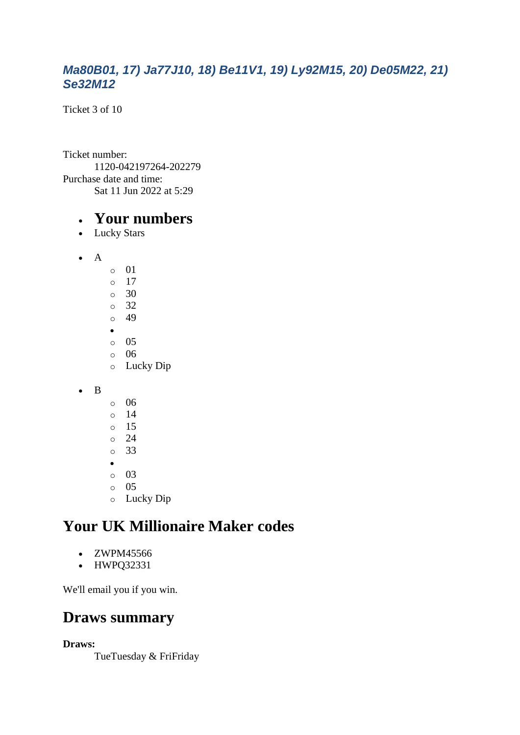### *Ma80B01, 17) Ja77J10, 18) Be11V1, 19) Ly92M15, 20) De05M22, 21) Se32M12*

Ticket 3 of 10

Ticket number:
 1120-042197264-202279
Purchase date and time:
 Sat 11 Jun 2022 at 5:29

- # Your numbers
- Lucky Stars

- A
  - 01
  - 17
  - 30
  - 32
  - 49
  - 
  - 05
  - 06
  - Lucky Dip

- B
  - 06
  - 14
  - 15
  - 24
  - 33
  - 
  - 03
  - 05
  - Lucky Dip

## Your UK Millionaire Maker codes

- ZWPM45566
- HWPQ32331

We'll email you if you win.

## Draws summary

**Draws:**
 TueTuesday & FriFriday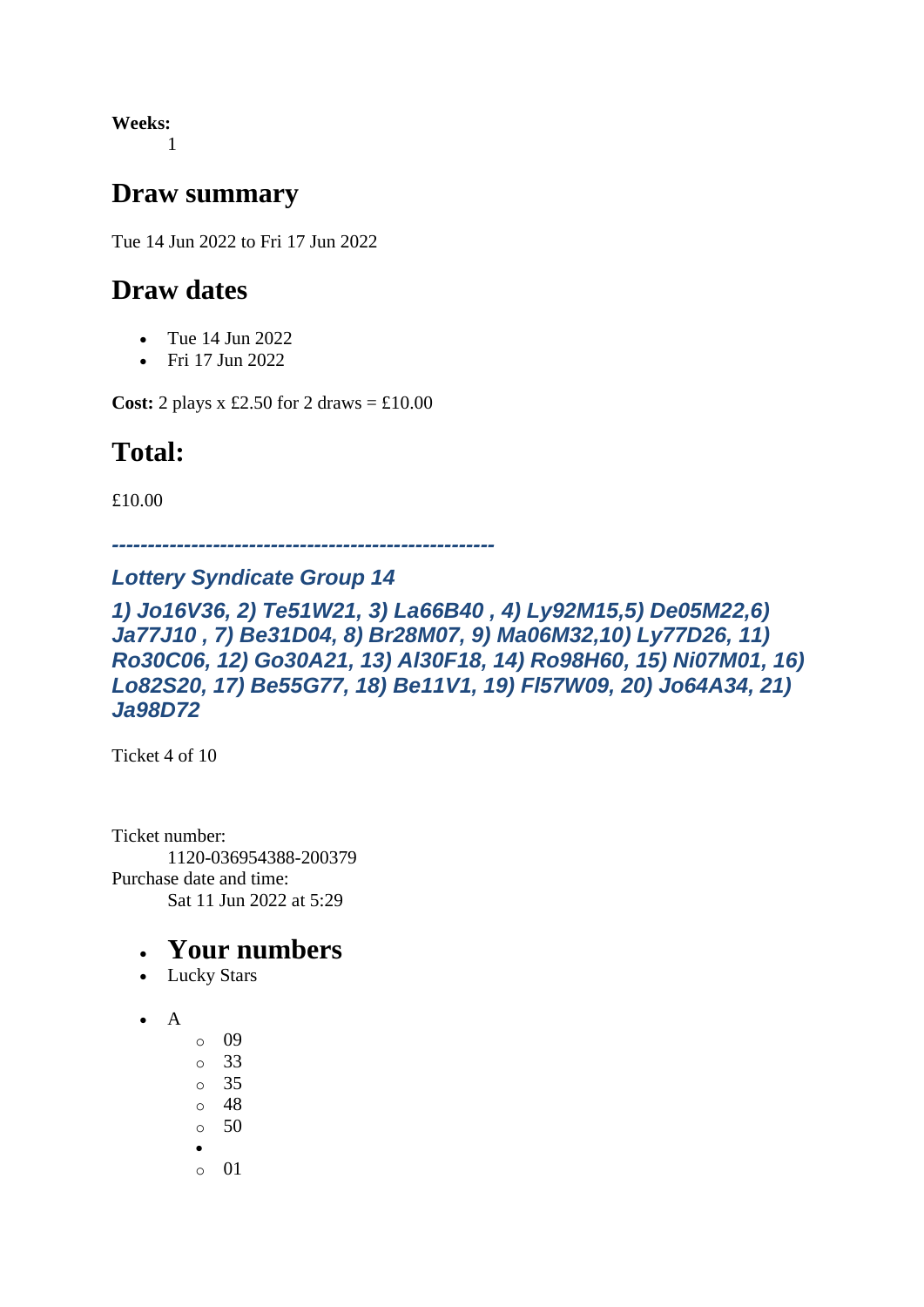**Weeks:**
: 1

## Draw summary

Tue 14 Jun 2022 to Fri 17 Jun 2022

## Draw dates

- Tue 14 Jun 2022
- Fri 17 Jun 2022

**Cost:** 2 plays x £2.50 for 2 draws = £10.00

## Total:

£10.00

***-----------------------------------------------------***

### *Lottery Syndicate Group 14*

### *1) Jo16V36, 2) Te51W21, 3) La66B40 , 4) Ly92M15,5) De05M22,6) Ja77J10 , 7) Be31D04, 8) Br28M07, 9) Ma06M32,10) Ly77D26, 11) Ro30C06, 12) Go30A21, 13) Al30F18, 14) Ro98H60, 15) Ni07M01, 16) Lo82S20, 17) Be55G77, 18) Be11V1, 19) Fl57W09, 20) Jo64A34, 21) Ja98D72*

Ticket 4 of 10

Ticket number:
: 1120-036954388-200379

Purchase date and time:
: Sat 11 Jun 2022 at 5:29

- **Your numbers**
- Lucky Stars

- A
  - 09
  - 33
  - 35
  - 48
  - 50
  - 
  - 01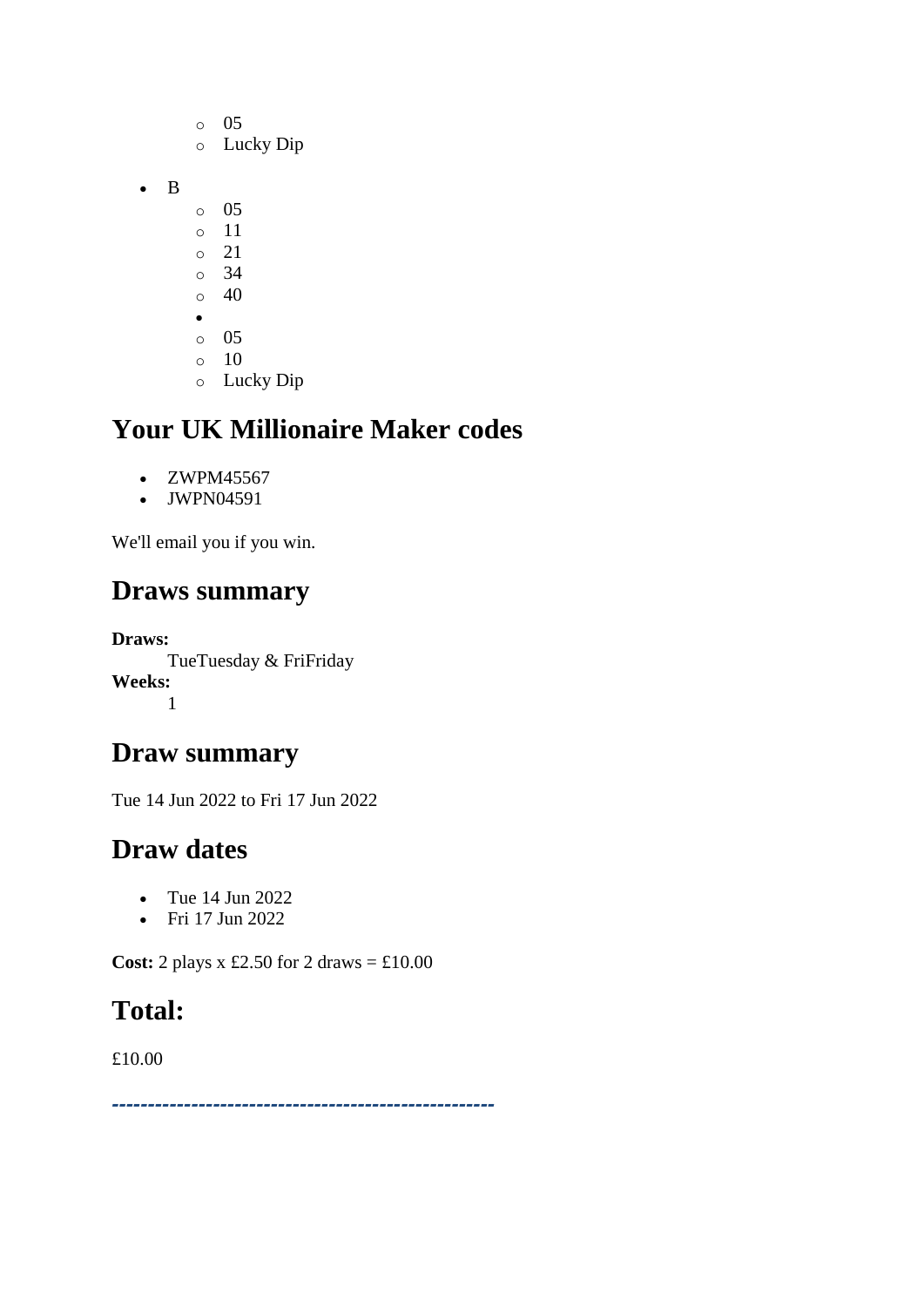- 05
    - Lucky Dip

- B
    - 05
    - 11
    - 21
    - 34
    - 40
    - 
    - 05
    - 10
    - Lucky Dip

## Your UK Millionaire Maker codes

- ZWPM45567
- JWPN04591

We'll email you if you win.

## Draws summary

**Draws:**
TueTuesday & FriFriday

**Weeks:**
1

## Draw summary

Tue 14 Jun 2022 to Fri 17 Jun 2022

## Draw dates

- Tue 14 Jun 2022
- Fri 17 Jun 2022

**Cost:** 2 plays x £2.50 for 2 draws = £10.00

## Total:

£10.00

-----------------------------------------------------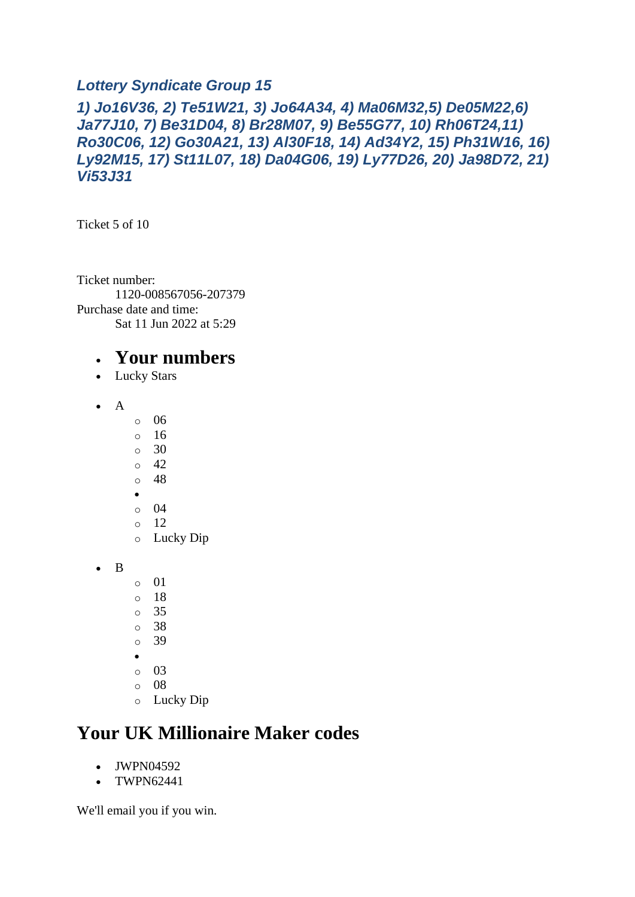### *Lottery Syndicate Group 15*

### *1) Jo16V36, 2) Te51W21, 3) Jo64A34, 4) Ma06M32,5) De05M22,6) Ja77J10, 7) Be31D04, 8) Br28M07, 9) Be55G77, 10) Rh06T24,11) Ro30C06, 12) Go30A21, 13) Al30F18, 14) Ad34Y2, 15) Ph31W16, 16) Ly92M15, 17) St11L07, 18) Da04G06, 19) Ly77D26, 20) Ja98D72, 21) Vi53J31*

Ticket 5 of 10

Ticket number:
    1120-008567056-207379
Purchase date and time:
    Sat 11 Jun 2022 at 5:29

- ## Your numbers
- Lucky Stars

- A
  - 06
  - 16
  - 30
  - 42
  - 48
- 
  - 04
  - 12
  - Lucky Dip

- B
  - 01
  - 18
  - 35
  - 38
  - 39
- 
  - 03
  - 08
  - Lucky Dip

## Your UK Millionaire Maker codes

- JWPN04592
- TWPN62441

We'll email you if you win.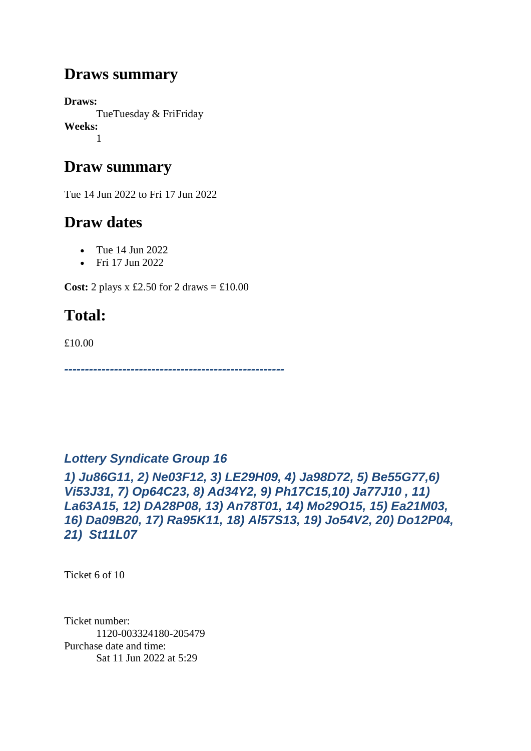## Draws summary

**Draws:**
TueTuesday & FriFriday
**Weeks:**
1

## Draw summary

Tue 14 Jun 2022 to Fri 17 Jun 2022

## Draw dates

- Tue 14 Jun 2022
- Fri 17 Jun 2022

**Cost:** 2 plays x £2.50 for 2 draws = £10.00

## Total:

£10.00

***-----------------------------------------------------***

### *Lottery Syndicate Group 16*

***1) Ju86G11, 2) Ne03F12, 3) LE29H09, 4) Ja98D72, 5) Be55G77,6) Vi53J31, 7) Op64C23, 8) Ad34Y2, 9) Ph17C15,10) Ja77J10 , 11) La63A15, 12) DA28P08, 13) An78T01, 14) Mo29O15, 15) Ea21M03, 16) Da09B20, 17) Ra95K11, 18) Al57S13, 19) Jo54V2, 20) Do12P04, 21)  St11L07***

Ticket 6 of 10

Ticket number:
1120-003324180-205479
Purchase date and time:
Sat 11 Jun 2022 at 5:29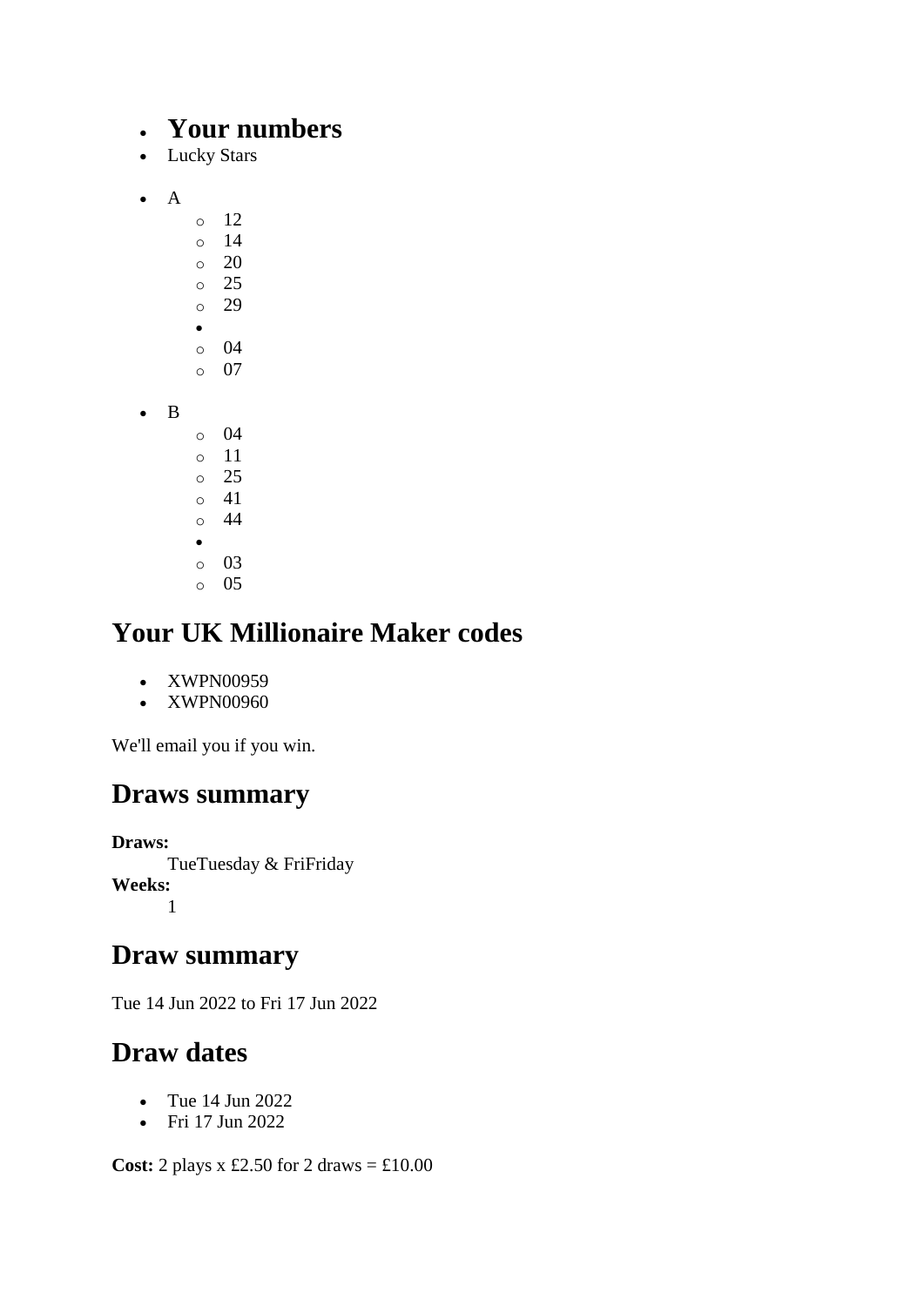- **Your numbers**
- Lucky Stars

- A
    - 12
    - 14
    - 20
    - 25
    - 29
  - 
    - 04
    - 07

- B
    - 04
    - 11
    - 25
    - 41
    - 44
  - 
    - 03
    - 05

## Your UK Millionaire Maker codes

- XWPN00959
- XWPN00960

We'll email you if you win.

## Draws summary

**Draws:**
TueTuesday & FriFriday
**Weeks:**
1

## Draw summary

Tue 14 Jun 2022 to Fri 17 Jun 2022

## Draw dates

- Tue 14 Jun 2022
- Fri 17 Jun 2022

**Cost:** 2 plays x £2.50 for 2 draws = £10.00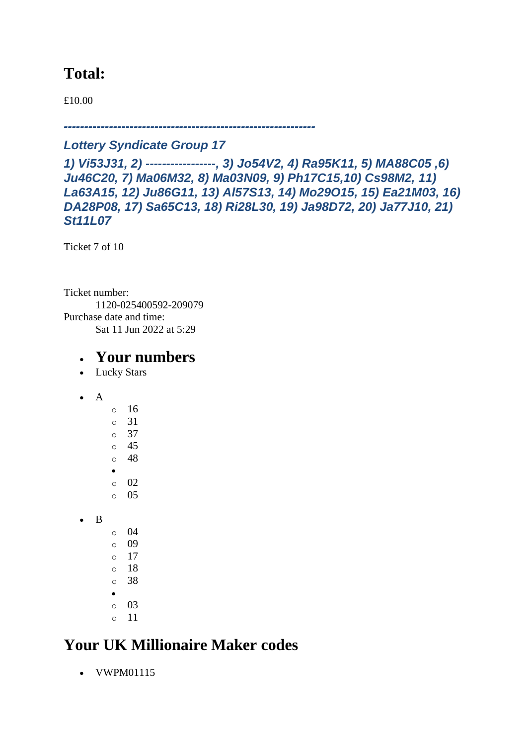## Total:

£10.00

***------------------------------------------------------------***

***Lottery Syndicate Group 17***

***1) Vi53J31, 2) -----------------, 3) Jo54V2, 4) Ra95K11, 5) MA88C05 ,6) Ju46C20, 7) Ma06M32, 8) Ma03N09, 9) Ph17C15,10) Cs98M2, 11) La63A15, 12) Ju86G11, 13) Al57S13, 14) Mo29O15, 15) Ea21M03, 16) DA28P08, 17) Sa65C13, 18) Ri28L30, 19) Ja98D72, 20) Ja77J10, 21) St11L07***

Ticket 7 of 10

Ticket number:
  1120-025400592-209079
Purchase date and time:
  Sat 11 Jun 2022 at 5:29

- ## Your numbers
- Lucky Stars

- A
    - 16
    - 31
    - 37
    - 45
    - 48
  - 
    - 02
    - 05

- B
    - 04
    - 09
    - 17
    - 18
    - 38
  - 
    - 03
    - 11

## Your UK Millionaire Maker codes

- VWPM01115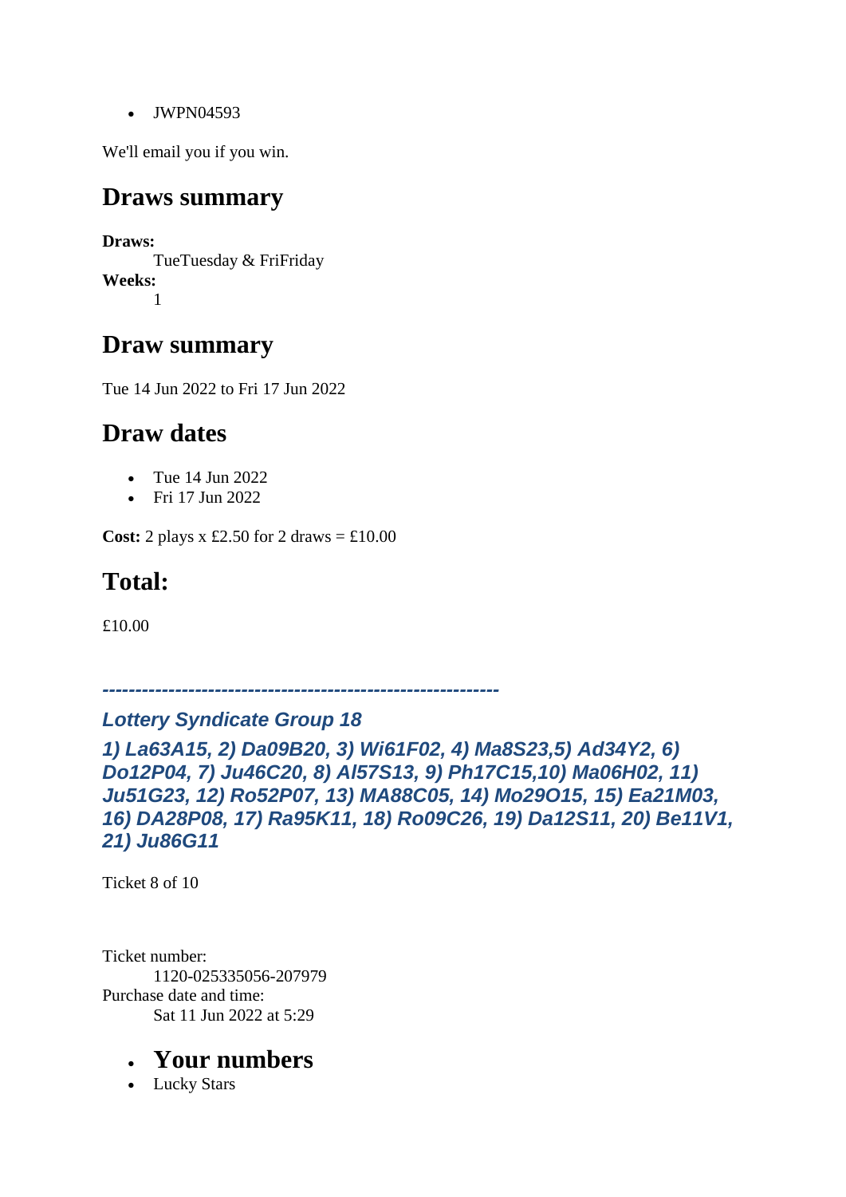- JWPN04593

We'll email you if you win.

## Draws summary

**Draws:**
TueTuesday & FriFriday
**Weeks:**
1

## Draw summary

Tue 14 Jun 2022 to Fri 17 Jun 2022

## Draw dates

- Tue 14 Jun 2022
- Fri 17 Jun 2022

**Cost:** 2 plays x £2.50 for 2 draws = £10.00

## Total:

£10.00

***------------------------------------------------------------***

***Lottery Syndicate Group 18***

***1) La63A15, 2) Da09B20, 3) Wi61F02, 4) Ma8S23,5) Ad34Y2, 6) Do12P04, 7) Ju46C20, 8) Al57S13, 9) Ph17C15,10) Ma06H02, 11) Ju51G23, 12) Ro52P07, 13) MA88C05, 14) Mo29O15, 15) Ea21M03, 16) DA28P08, 17) Ra95K11, 18) Ro09C26, 19) Da12S11, 20) Be11V1, 21) Ju86G11***

Ticket 8 of 10

Ticket number:
1120-025335056-207979
Purchase date and time:
Sat 11 Jun 2022 at 5:29

- **Your numbers**
- Lucky Stars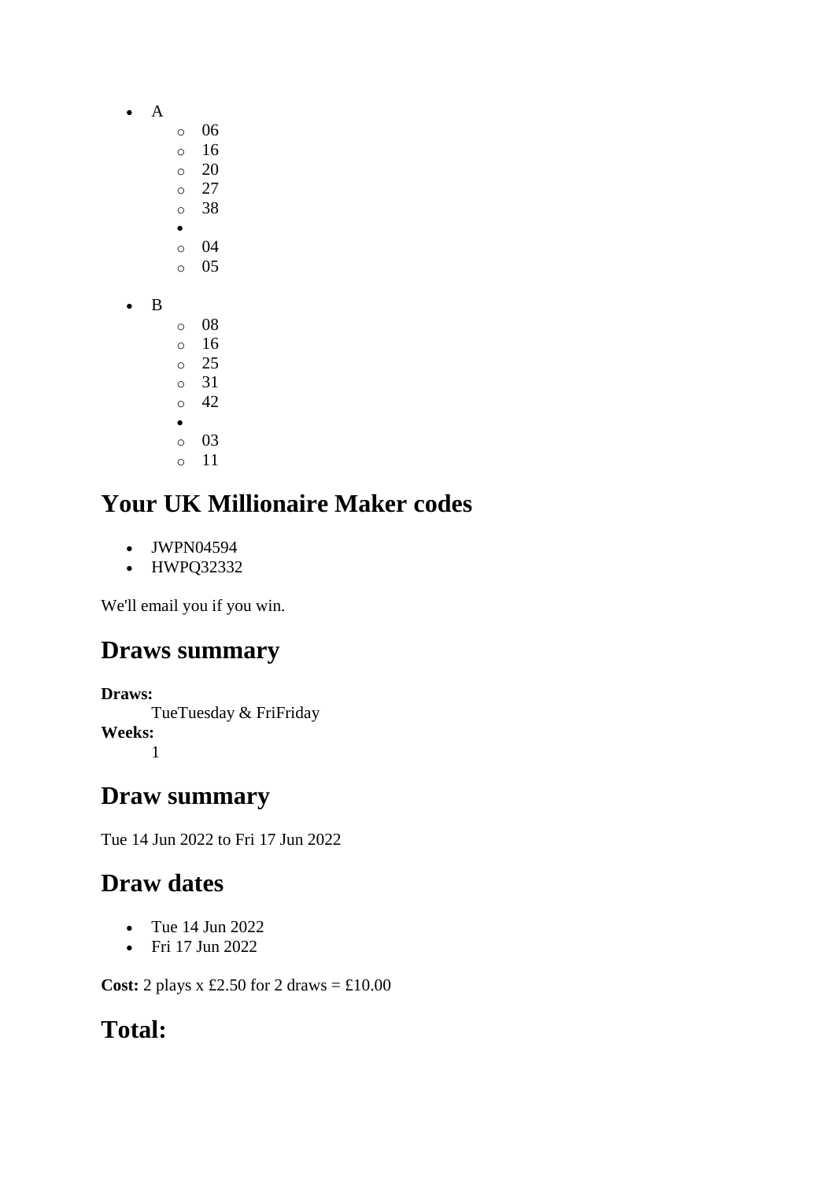- A
    - 06
    - 16
    - 20
    - 27
    - 38
-
    - 04
    - 05

- B
    - 08
    - 16
    - 25
    - 31
    - 42
-
    - 03
    - 11

## Your UK Millionaire Maker codes

- JWPN04594
- HWPQ32332

We'll email you if you win.

## Draws summary

**Draws:**
TueTuesday & FriFriday

**Weeks:**
1

## Draw summary

Tue 14 Jun 2022 to Fri 17 Jun 2022

## Draw dates

- Tue 14 Jun 2022
- Fri 17 Jun 2022

**Cost:** 2 plays x £2.50 for 2 draws = £10.00

## Total: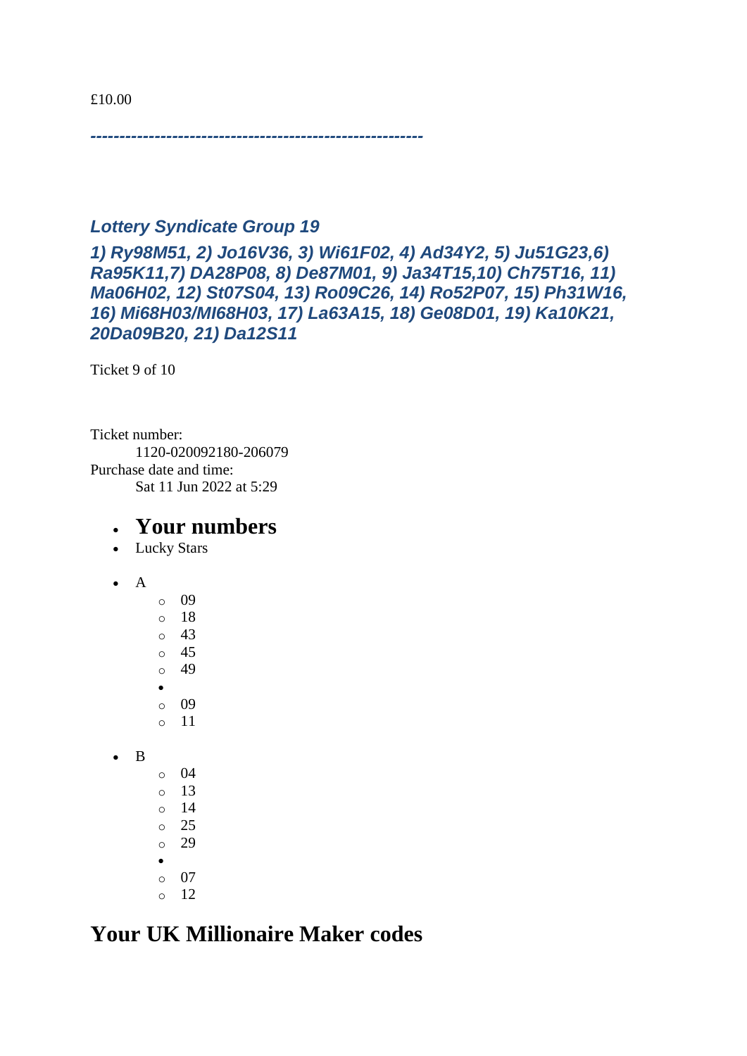£10.00

***--------------------------------------------------------***

### *Lottery Syndicate Group 19*

### *1) Ry98M51, 2) Jo16V36, 3) Wi61F02, 4) Ad34Y2, 5) Ju51G23,6) Ra95K11,7) DA28P08, 8) De87M01, 9) Ja34T15,10) Ch75T16, 11) Ma06H02, 12) St07S04, 13) Ro09C26, 14) Ro52P07, 15) Ph31W16, 16) Mi68H03/MI68H03, 17) La63A15, 18) Ge08D01, 19) Ka10K21, 20Da09B20, 21) Da12S11*

Ticket 9 of 10

Ticket number:
    1120-020092180-206079
Purchase date and time:
    Sat 11 Jun 2022 at 5:29

- **Your numbers**
- Lucky Stars

- A
    - 09
    - 18
    - 43
    - 45
    - 49
  - 
    - 09
    - 11

- B
    - 04
    - 13
    - 14
    - 25
    - 29
  - 
    - 07
    - 12

## Your UK Millionaire Maker codes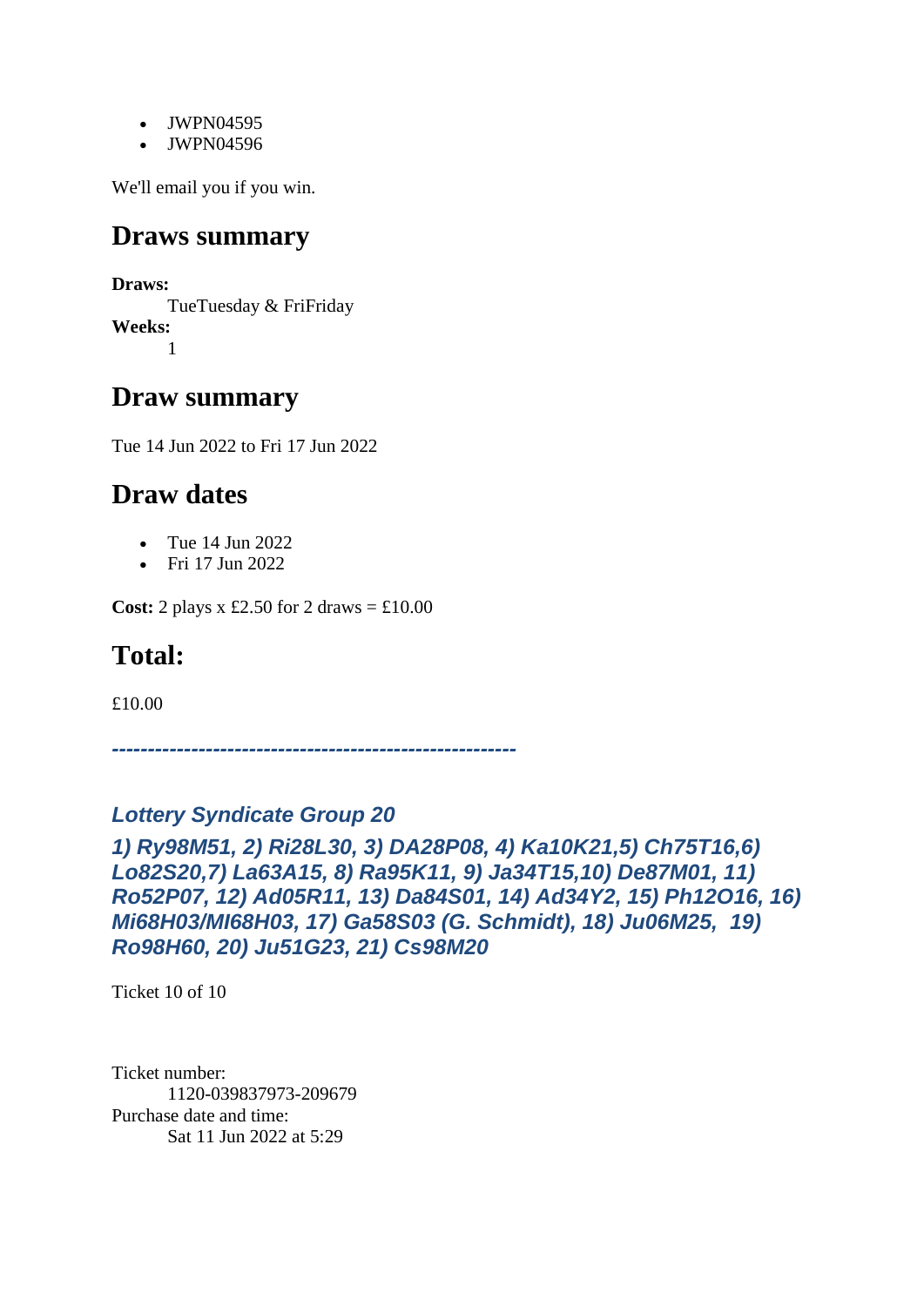- JWPN04595
- JWPN04596

We'll email you if you win.

## Draws summary

**Draws:**
TueTuesday & FriFriday
**Weeks:**
1

## Draw summary

Tue 14 Jun 2022 to Fri 17 Jun 2022

## Draw dates

- Tue 14 Jun 2022
- Fri 17 Jun 2022

**Cost:** 2 plays x £2.50 for 2 draws = £10.00

## Total:

£10.00

***--------------------------------------------------------***

### *Lottery Syndicate Group 20*

***1) Ry98M51, 2) Ri28L30, 3) DA28P08, 4) Ka10K21,5) Ch75T16,6) Lo82S20,7) La63A15, 8) Ra95K11, 9) Ja34T15,10) De87M01, 11) Ro52P07, 12) Ad05R11, 13) Da84S01, 14) Ad34Y2, 15) Ph12O16, 16) Mi68H03/MI68H03, 17) Ga58S03 (G. Schmidt), 18) Ju06M25, 19) Ro98H60, 20) Ju51G23, 21) Cs98M20***

Ticket 10 of 10

Ticket number:
1120-039837973-209679
Purchase date and time:
Sat 11 Jun 2022 at 5:29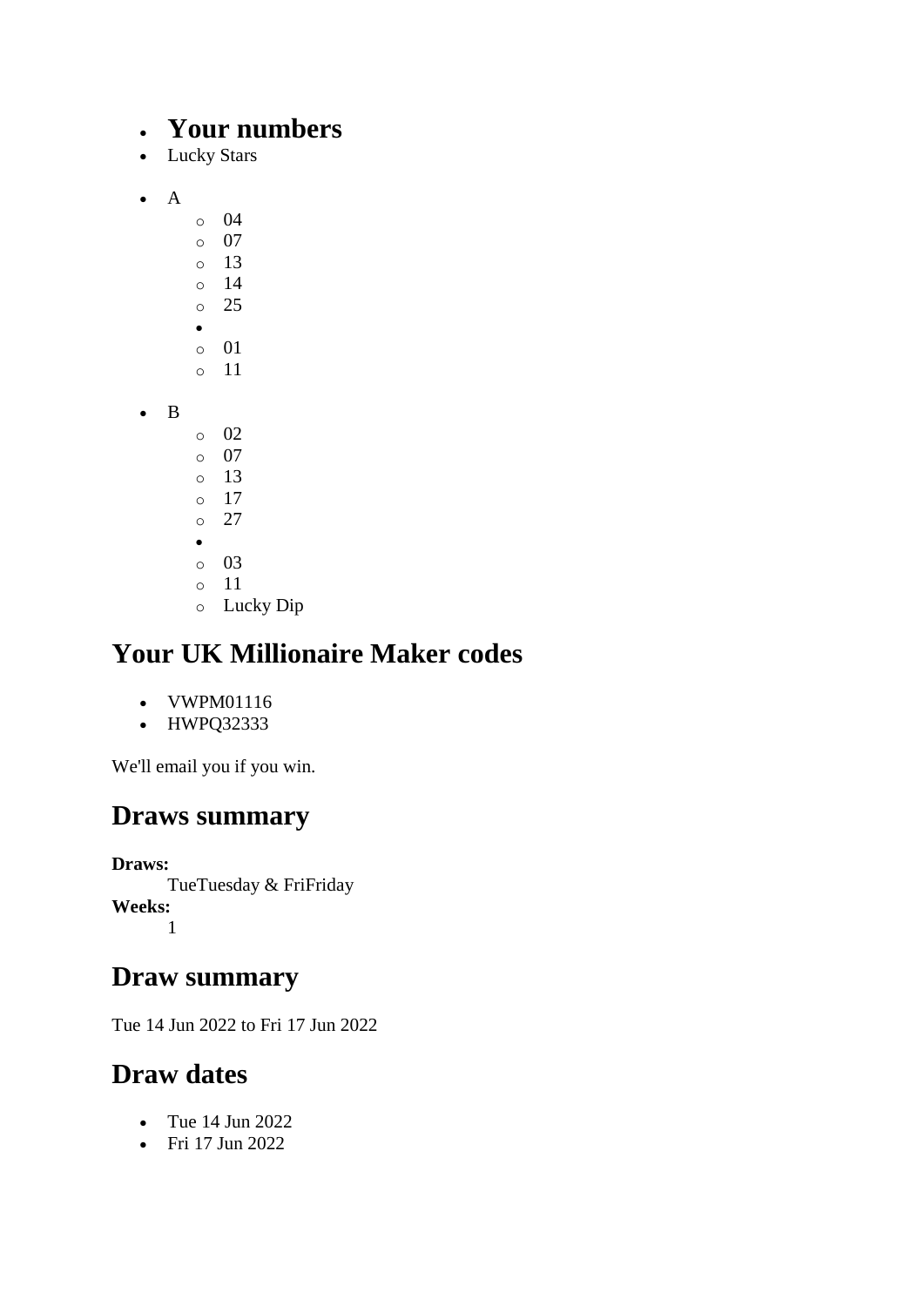- **Your numbers**
- Lucky Stars

- A
    - 04
    - 07
    - 13
    - 14
    - 25
  -
    - 01
    - 11

- B
    - 02
    - 07
    - 13
    - 17
    - 27
  -
    - 03
    - 11
    - Lucky Dip

## Your UK Millionaire Maker codes

- VWPM01116
- HWPQ32333

We'll email you if you win.

## Draws summary

**Draws:**
TueTuesday & FriFriday
**Weeks:**
1

## Draw summary

Tue 14 Jun 2022 to Fri 17 Jun 2022

## Draw dates

- Tue 14 Jun 2022
- Fri 17 Jun 2022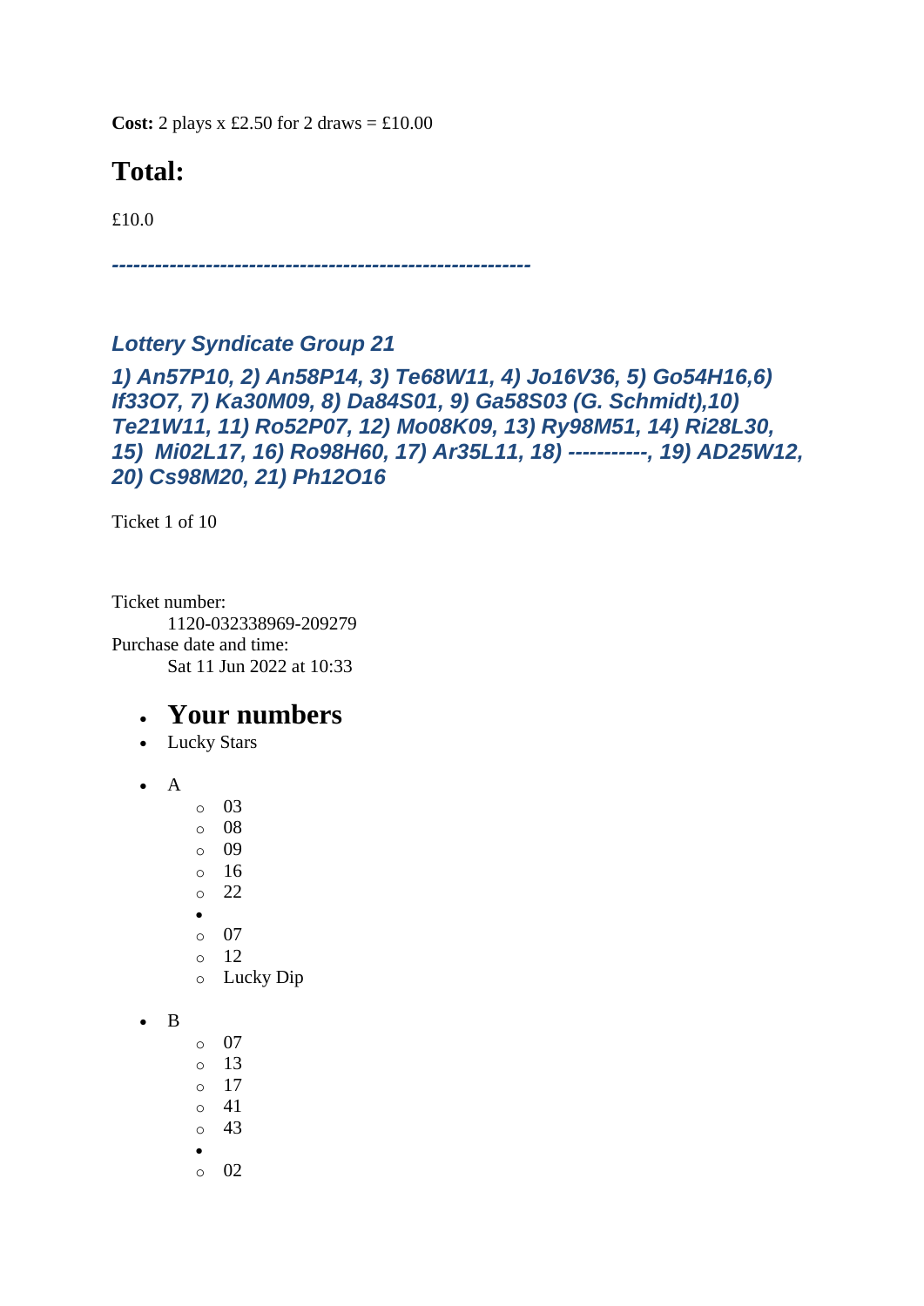**Cost:** 2 plays x £2.50 for 2 draws = £10.00

# Total:

£10.0

***----------------------------------------------------------***

### *Lottery Syndicate Group 21*

### *1) An57P10, 2) An58P14, 3) Te68W11, 4) Jo16V36, 5) Go54H16,6) If33O7, 7) Ka30M09, 8) Da84S01, 9) Ga58S03 (G. Schmidt),10) Te21W11, 11) Ro52P07, 12) Mo08K09, 13) Ry98M51, 14) Ri28L30, 15) Mi02L17, 16) Ro98H60, 17) Ar35L11, 18) -----------, 19) AD25W12, 20) Cs98M20, 21) Ph12O16*

Ticket 1 of 10

Ticket number:
    1120-032338969-209279
Purchase date and time:
    Sat 11 Jun 2022 at 10:33

- ## Your numbers
- Lucky Stars

- A
  - 03
  - 08
  - 09
  - 16
  - 22
  -
  - 07
  - 12
  - Lucky Dip

- B
  - 07
  - 13
  - 17
  - 41
  - 43
  -
  - 02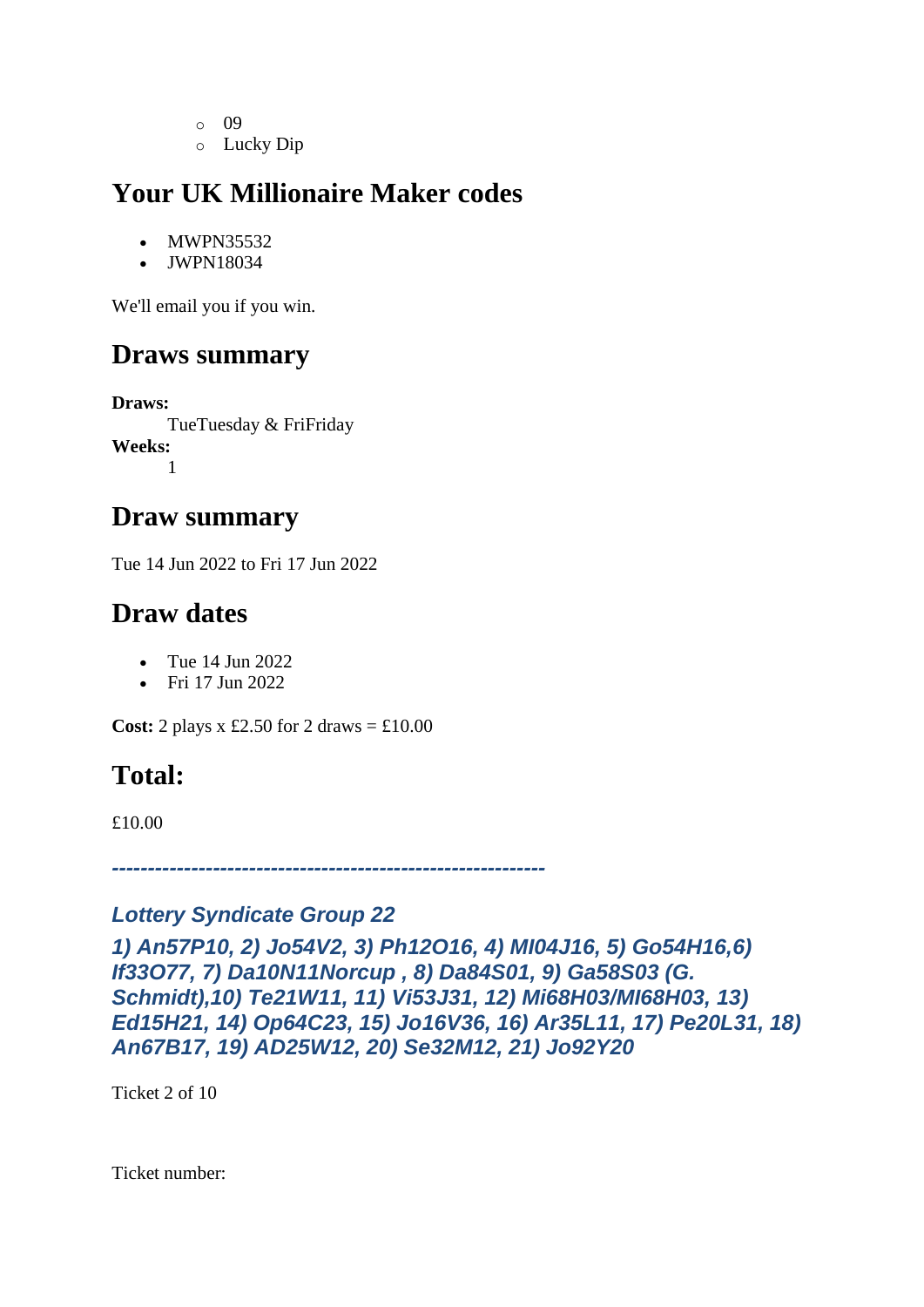- 09
  - Lucky Dip

## Your UK Millionaire Maker codes

- MWPN35532
- JWPN18034

We'll email you if you win.

## Draws summary

**Draws:**
TueTuesday & FriFriday

**Weeks:**
1

## Draw summary

Tue 14 Jun 2022 to Fri 17 Jun 2022

## Draw dates

- Tue 14 Jun 2022
- Fri 17 Jun 2022

**Cost:** 2 plays x £2.50 for 2 draws = £10.00

## Total:

£10.00

***------------------------------------------------------------***

***Lottery Syndicate Group 22***

***1) An57P10, 2) Jo54V2, 3) Ph12O16, 4) MI04J16, 5) Go54H16,6) If33O77, 7) Da10N11Norcup , 8) Da84S01, 9) Ga58S03 (G. Schmidt),10) Te21W11, 11) Vi53J31, 12) Mi68H03/MI68H03, 13) Ed15H21, 14) Op64C23, 15) Jo16V36, 16) Ar35L11, 17) Pe20L31, 18) An67B17, 19) AD25W12, 20) Se32M12, 21) Jo92Y20***

Ticket 2 of 10

Ticket number: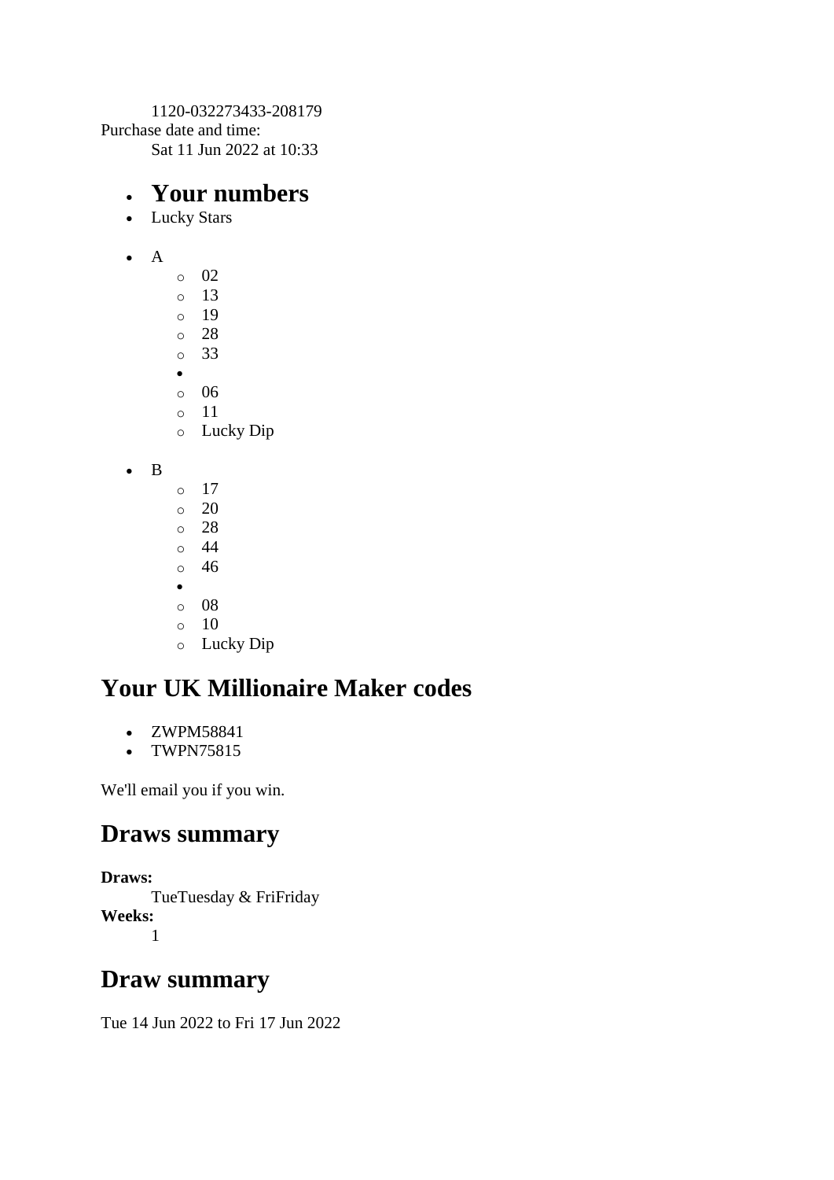1120-032273433-208179

Purchase date and time:

Sat 11 Jun 2022 at 10:33

- ## Your numbers
- Lucky Stars

- A
    - 02
    - 13
    - 19
    - 28
    - 33
  - 
    - 06
    - 11
    - Lucky Dip

- B
    - 17
    - 20
    - 28
    - 44
    - 46
  - 
    - 08
    - 10
    - Lucky Dip

## Your UK Millionaire Maker codes

- ZWPM58841
- TWPN75815

We'll email you if you win.

## Draws summary

**Draws:**

TueTuesday & FriFriday

**Weeks:**

1

## Draw summary

Tue 14 Jun 2022 to Fri 17 Jun 2022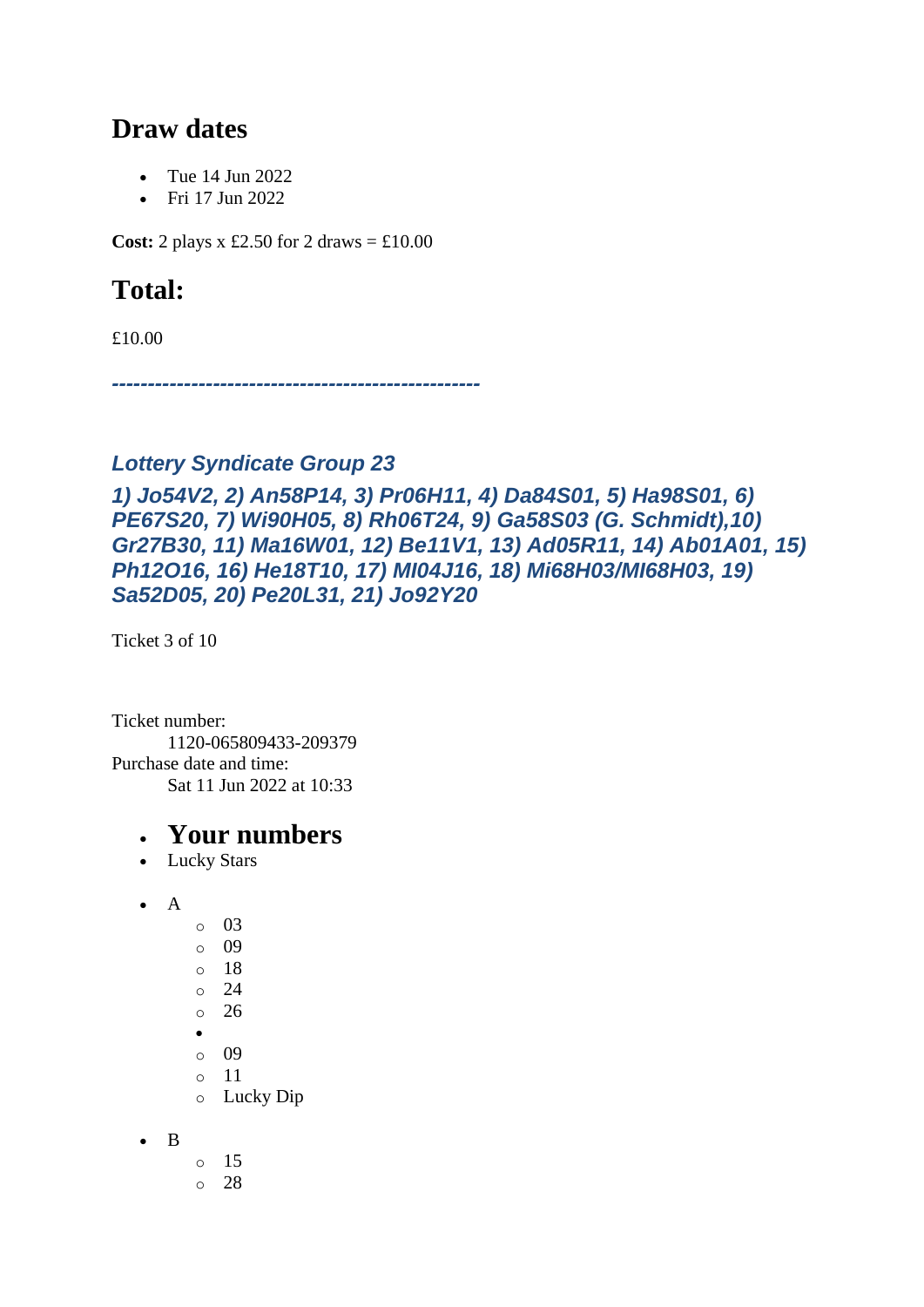## Draw dates

- Tue 14 Jun 2022
- Fri 17 Jun 2022

**Cost:** 2 plays x £2.50 for 2 draws = £10.00

## Total:

£10.00

***--------------------------------------------------***

### *Lottery Syndicate Group 23*

### *1) Jo54V2, 2) An58P14, 3) Pr06H11, 4) Da84S01, 5) Ha98S01, 6) PE67S20, 7) Wi90H05, 8) Rh06T24, 9) Ga58S03 (G. Schmidt),10) Gr27B30, 11) Ma16W01, 12) Be11V1, 13) Ad05R11, 14) Ab01A01, 15) Ph12O16, 16) He18T10, 17) MI04J16, 18) Mi68H03/MI68H03, 19) Sa52D05, 20) Pe20L31, 21) Jo92Y20*

Ticket 3 of 10

Ticket number:
    1120-065809433-209379
Purchase date and time:
    Sat 11 Jun 2022 at 10:33

- **Your numbers**
- Lucky Stars

- A
    - 03
    - 09
    - 18
    - 24
    - 26
  - 
    - 09
    - 11
    - Lucky Dip

- B
    - 15
    - 28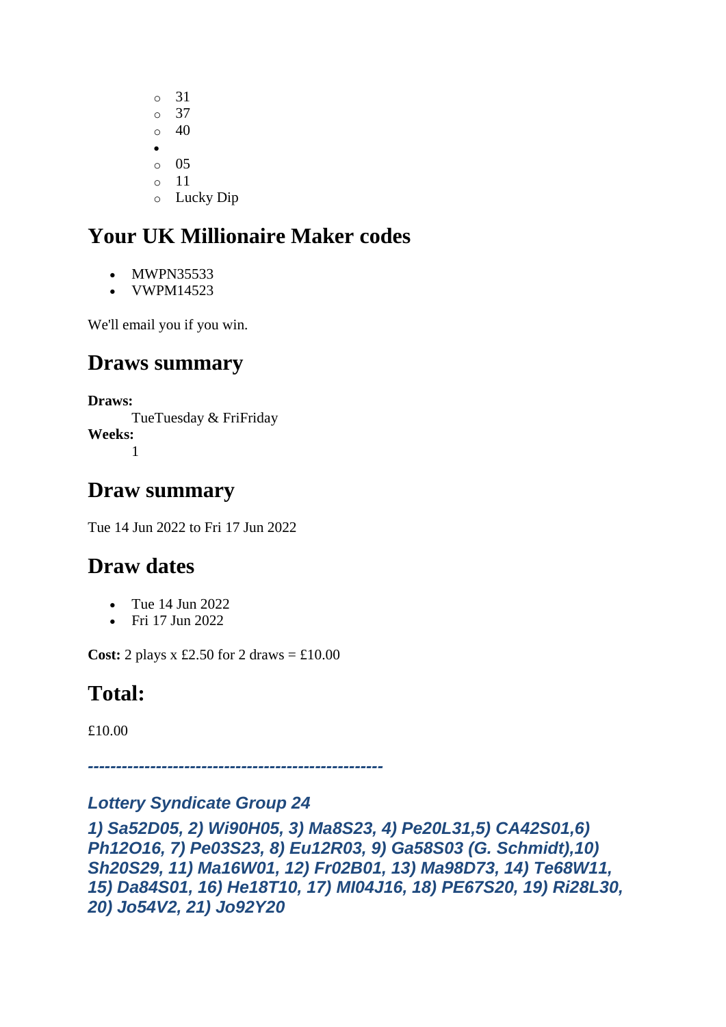- 31
    - 37
    - 40
- 
    - 05
    - 11
    - Lucky Dip

## Your UK Millionaire Maker codes

- MWPN35533
- VWPM14523

We'll email you if you win.

## Draws summary

**Draws:**
: TueTuesday & FriFriday

**Weeks:**
: 1

## Draw summary

Tue 14 Jun 2022 to Fri 17 Jun 2022

## Draw dates

- Tue 14 Jun 2022
- Fri 17 Jun 2022

**Cost:** 2 plays x £2.50 for 2 draws = £10.00

## Total:

£10.00

*---------------------------------------------------*

### *Lottery Syndicate Group 24*

***1) Sa52D05, 2) Wi90H05, 3) Ma8S23, 4) Pe20L31,5) CA42S01,6) Ph12O16, 7) Pe03S23, 8) Eu12R03, 9) Ga58S03 (G. Schmidt),10) Sh20S29, 11) Ma16W01, 12) Fr02B01, 13) Ma98D73, 14) Te68W11, 15) Da84S01, 16) He18T10, 17) MI04J16, 18) PE67S20, 19) Ri28L30, 20) Jo54V2, 21) Jo92Y20***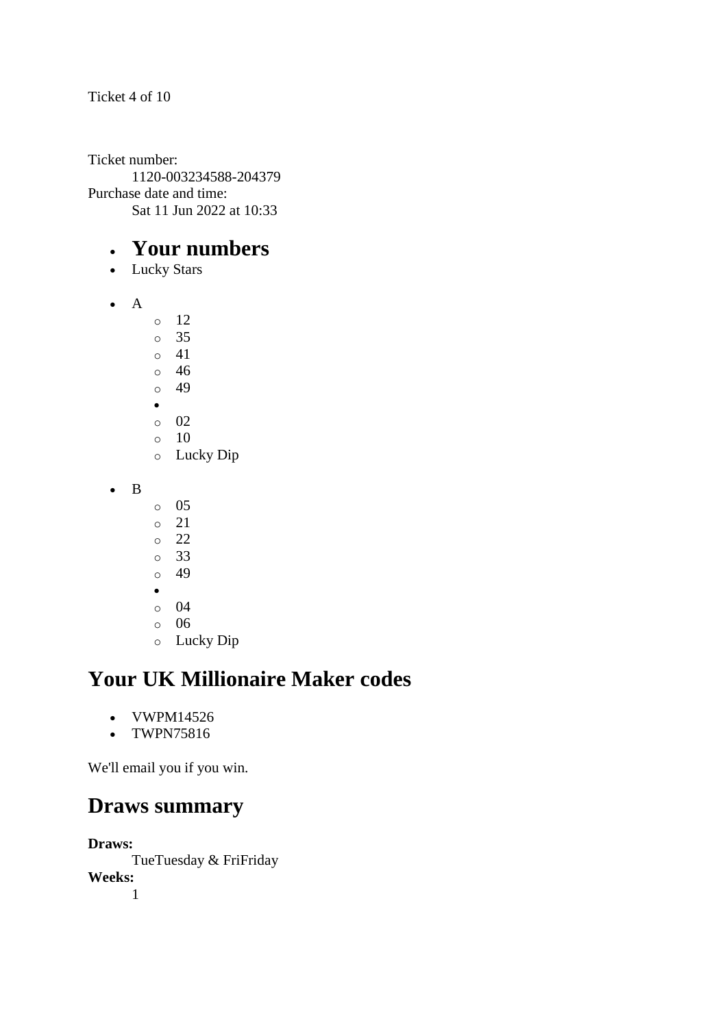Ticket 4 of 10

Ticket number:
: 1120-003234588-204379

Purchase date and time:
: Sat 11 Jun 2022 at 10:33

- **Your numbers**
- Lucky Stars

- A
    - 12
    - 35
    - 41
    - 46
    - 49
-
    - 02
    - 10
    - Lucky Dip

- B
    - 05
    - 21
    - 22
    - 33
    - 49
-
    - 04
    - 06
    - Lucky Dip

## Your UK Millionaire Maker codes

- VWPM14526
- TWPN75816

We'll email you if you win.

## Draws summary

**Draws:**
: TueTuesday & FriFriday

**Weeks:**
: 1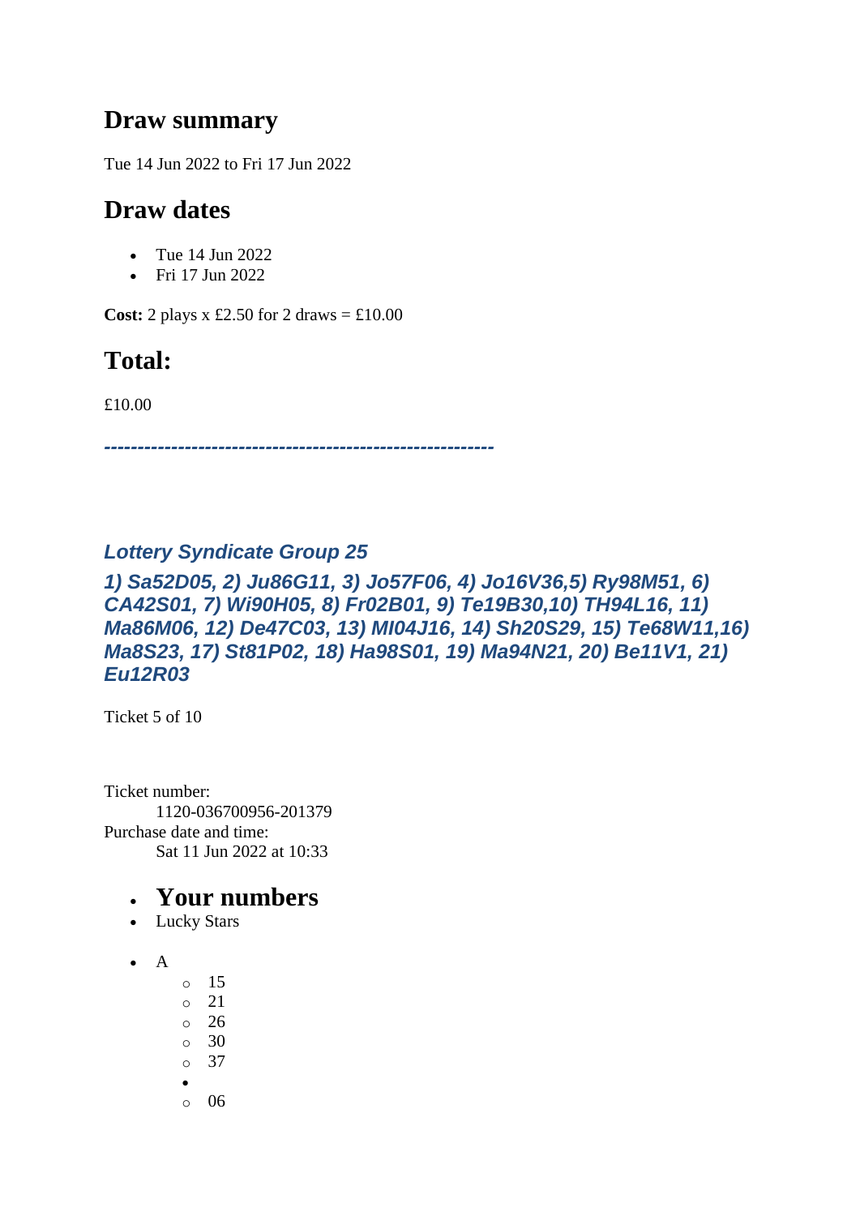## Draw summary

Tue 14 Jun 2022 to Fri 17 Jun 2022

## Draw dates

- Tue 14 Jun 2022
- Fri 17 Jun 2022

**Cost:** 2 plays x £2.50 for 2 draws = £10.00

## Total:

£10.00

***----------------------------------------------------------***

### *Lottery Syndicate Group 25*

### *1) Sa52D05, 2) Ju86G11, 3) Jo57F06, 4) Jo16V36,5) Ry98M51, 6) CA42S01, 7) Wi90H05, 8) Fr02B01, 9) Te19B30,10) TH94L16, 11) Ma86M06, 12) De47C03, 13) MI04J16, 14) Sh20S29, 15) Te68W11,16) Ma8S23, 17) St81P02, 18) Ha98S01, 19) Ma94N21, 20) Be11V1, 21) Eu12R03*

Ticket 5 of 10

Ticket number:
    1120-036700956-201379
Purchase date and time:
    Sat 11 Jun 2022 at 10:33

- ## Your numbers
- Lucky Stars

- A
  - 15
  - 21
  - 26
  - 30
  - 37
  - 
  - 06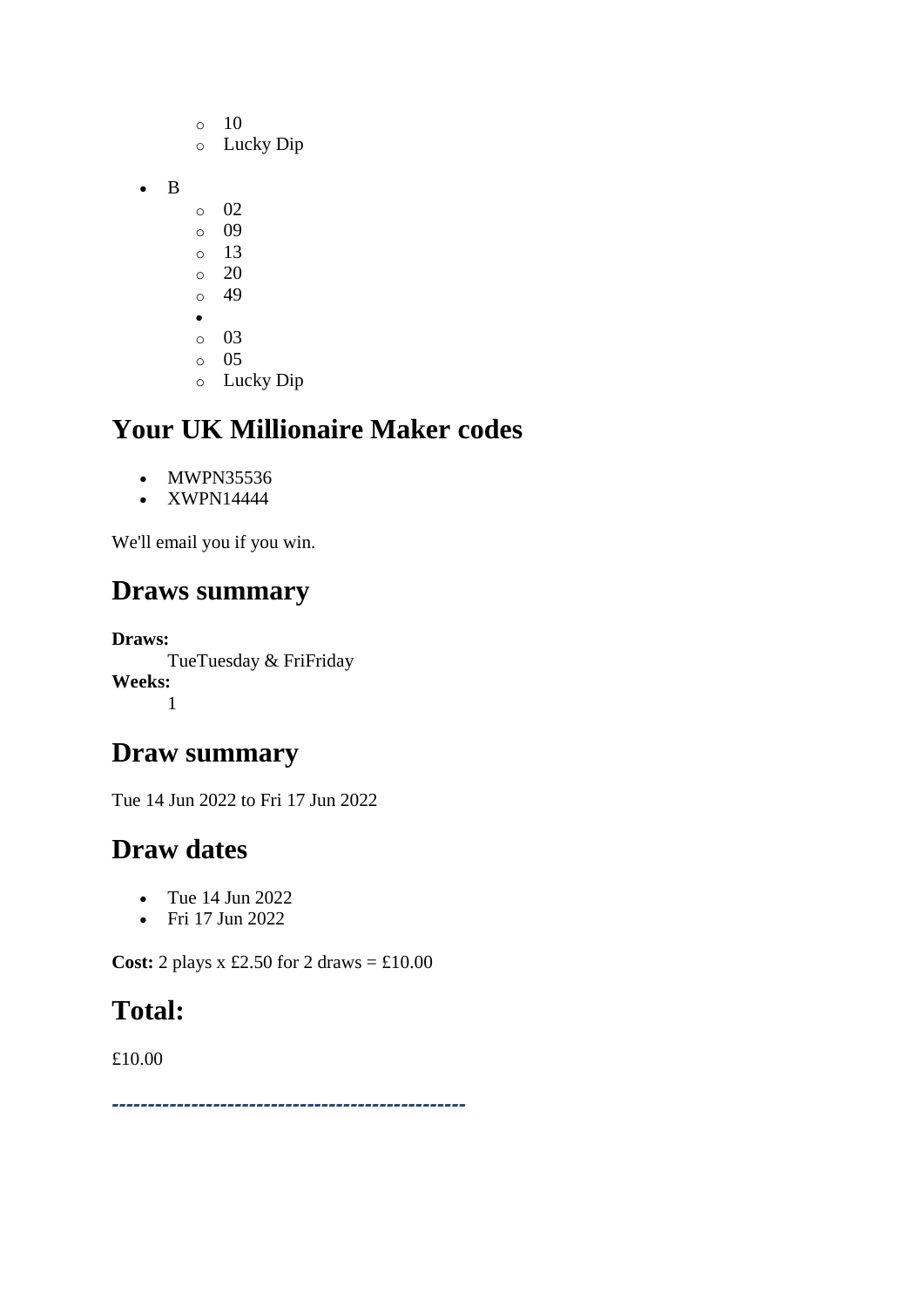- 10
    - Lucky Dip

- B
    - 02
    - 09
    - 13
    - 20
    - 49
    - 
    - 03
    - 05
    - Lucky Dip

## Your UK Millionaire Maker codes

- MWPN35536
- XWPN14444

We'll email you if you win.

## Draws summary

**Draws:**
    TueTuesday & FriFriday
**Weeks:**
    1

## Draw summary

Tue 14 Jun 2022 to Fri 17 Jun 2022

## Draw dates

- Tue 14 Jun 2022
- Fri 17 Jun 2022

**Cost:** 2 plays x £2.50 for 2 draws = £10.00

## Total:

£10.00

**------------------------------------------------**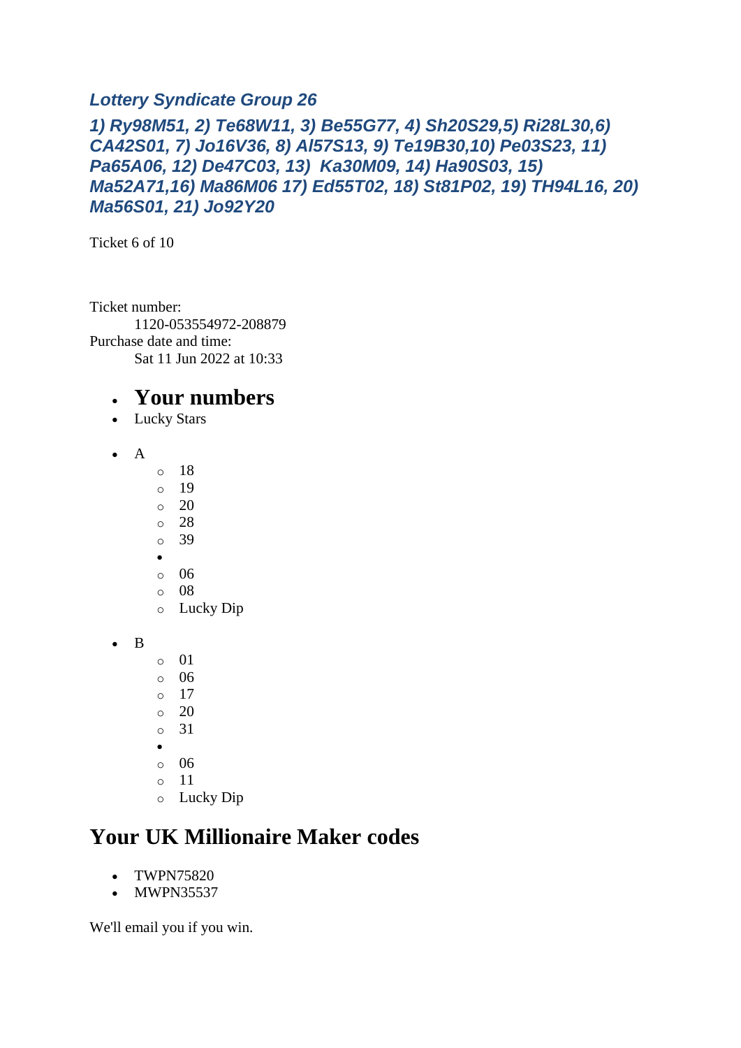### *Lottery Syndicate Group 26*

### *1) Ry98M51, 2) Te68W11, 3) Be55G77, 4) Sh20S29,5) Ri28L30,6) CA42S01, 7) Jo16V36, 8) Al57S13, 9) Te19B30,10) Pe03S23, 11) Pa65A06, 12) De47C03, 13) Ka30M09, 14) Ha90S03, 15) Ma52A71,16) Ma86M06 17) Ed55T02, 18) St81P02, 19) TH94L16, 20) Ma56S01, 21) Jo92Y20*

Ticket 6 of 10

Ticket number:
    1120-053554972-208879
Purchase date and time:
    Sat 11 Jun 2022 at 10:33

- ## Your numbers
- Lucky Stars

- A
    - 18
    - 19
    - 20
    - 28
    - 39
  - 
    - 06
    - 08
    - Lucky Dip

- B
    - 01
    - 06
    - 17
    - 20
    - 31
  - 
    - 06
    - 11
    - Lucky Dip

## Your UK Millionaire Maker codes

- TWPN75820
- MWPN35537

We'll email you if you win.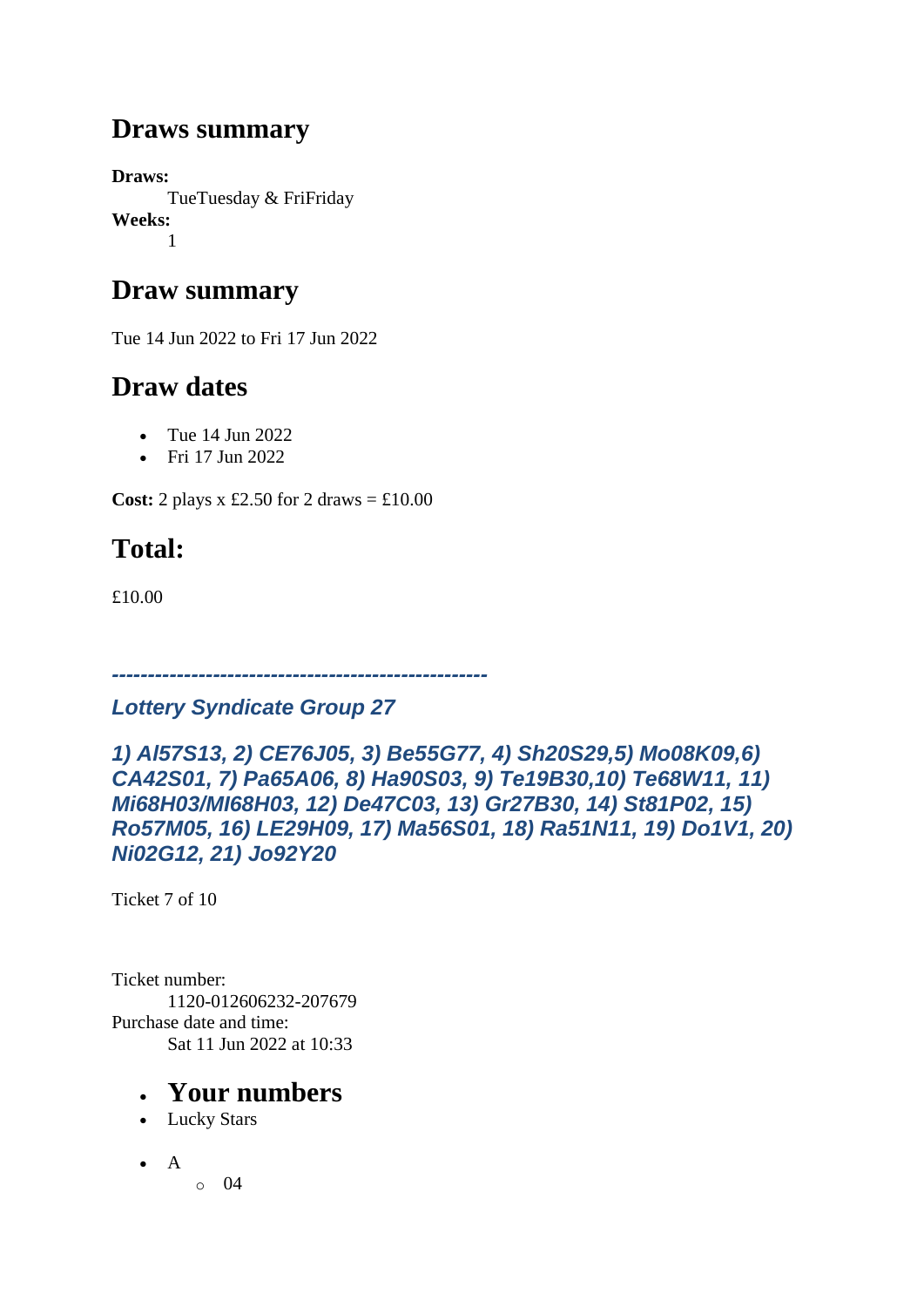## Draws summary

**Draws:**
TueTuesday & FriFriday
**Weeks:**
1

## Draw summary

Tue 14 Jun 2022 to Fri 17 Jun 2022

## Draw dates

- Tue 14 Jun 2022
- Fri 17 Jun 2022

**Cost:** 2 plays x £2.50 for 2 draws = £10.00

## Total:

£10.00

***---------------------------------------------------***

***Lottery Syndicate Group 27***

***1) Al57S13, 2) CE76J05, 3) Be55G77, 4) Sh20S29,5) Mo08K09,6) CA42S01, 7) Pa65A06, 8) Ha90S03, 9) Te19B30,10) Te68W11, 11) Mi68H03/MI68H03, 12) De47C03, 13) Gr27B30, 14) St81P02, 15) Ro57M05, 16) LE29H09, 17) Ma56S01, 18) Ra51N11, 19) Do1V1, 20) Ni02G12, 21) Jo92Y20***

Ticket 7 of 10

Ticket number:
1120-012606232-207679
Purchase date and time:
Sat 11 Jun 2022 at 10:33

- ## Your numbers
- Lucky Stars

- A
  - 04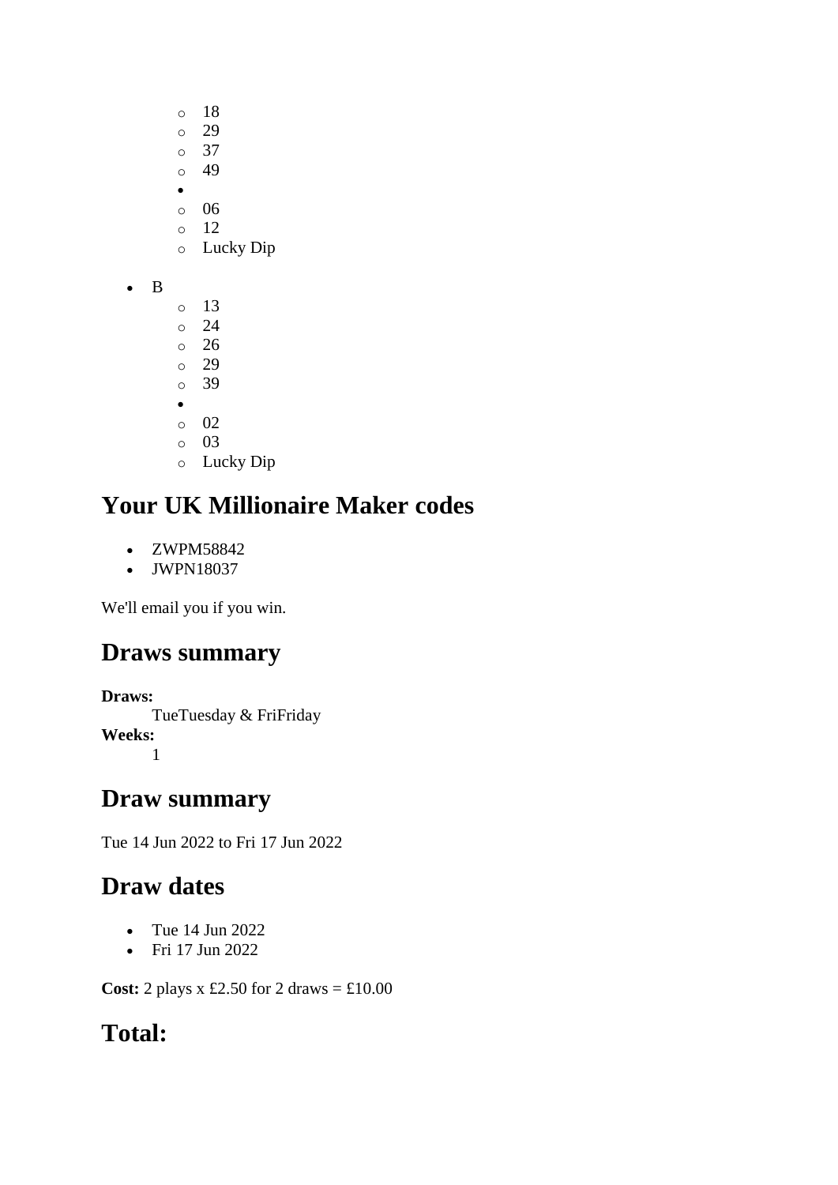- 18
    - 29
    - 37
    - 49
  - 
    - 06
    - 12
    - Lucky Dip

- B
    - 13
    - 24
    - 26
    - 29
    - 39
  - 
    - 02
    - 03
    - Lucky Dip

## Your UK Millionaire Maker codes

- ZWPM58842
- JWPN18037

We'll email you if you win.

## Draws summary

**Draws:**
: TueTuesday & FriFriday

**Weeks:**
: 1

## Draw summary

Tue 14 Jun 2022 to Fri 17 Jun 2022

## Draw dates

- Tue 14 Jun 2022
- Fri 17 Jun 2022

**Cost:** 2 plays x £2.50 for 2 draws = £10.00

## Total: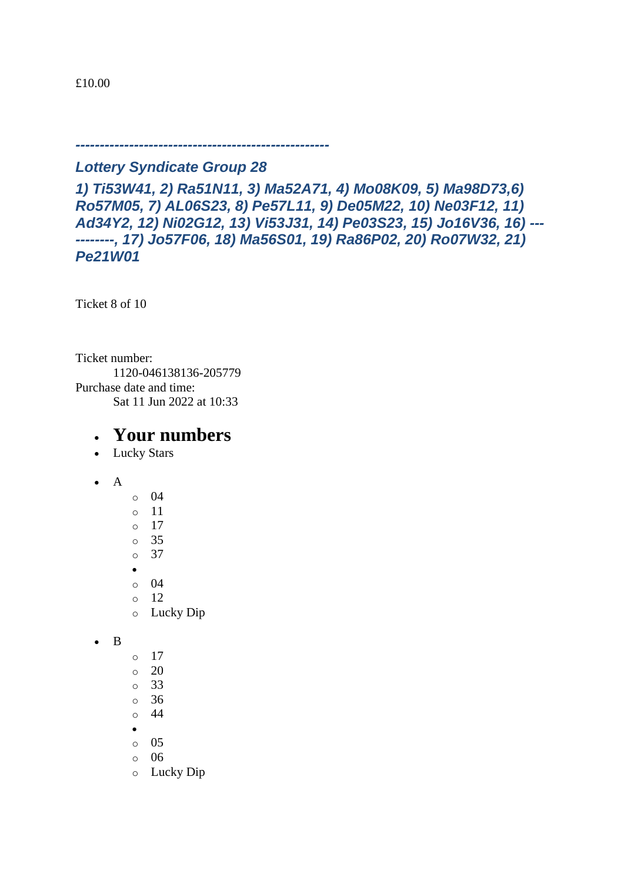£10.00

***---------------------------------------------------***

***Lottery Syndicate Group 28***

***1) Ti53W41, 2) Ra51N11, 3) Ma52A71, 4) Mo08K09, 5) Ma98D73,6) Ro57M05, 7) AL06S23, 8) Pe57L11, 9) De05M22, 10) Ne03F12, 11) Ad34Y2, 12) Ni02G12, 13) Vi53J31, 14) Pe03S23, 15) Jo16V36, 16) -----------, 17) Jo57F06, 18) Ma56S01, 19) Ra86P02, 20) Ro07W32, 21) Pe21W01***

Ticket 8 of 10

Ticket number:
 1120-046138136-205779
Purchase date and time:
 Sat 11 Jun 2022 at 10:33

- ## Your numbers
- Lucky Stars

- A
    - 04
    - 11
    - 17
    - 35
    - 37
  -
    - 04
    - 12
    - Lucky Dip

- B
    - 17
    - 20
    - 33
    - 36
    - 44
  -
    - 05
    - 06
    - Lucky Dip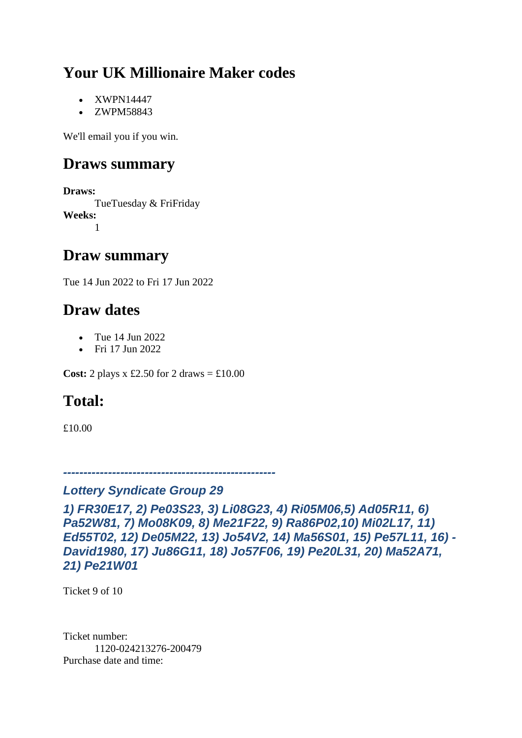## Your UK Millionaire Maker codes

- XWPN14447
- ZWPM58843

We'll email you if you win.

## Draws summary

**Draws:**
  TueTuesday & FriFriday
**Weeks:**
  1

## Draw summary

Tue 14 Jun 2022 to Fri 17 Jun 2022

## Draw dates

- Tue 14 Jun 2022
- Fri 17 Jun 2022

**Cost:** 2 plays x £2.50 for 2 draws = £10.00

## Total:

£10.00

***---------------------------------------------------***

***Lottery Syndicate Group 29***

***1) FR30E17, 2) Pe03S23, 3) Li08G23, 4) Ri05M06,5) Ad05R11, 6) Pa52W81, 7) Mo08K09, 8) Me21F22, 9) Ra86P02,10) Mi02L17, 11) Ed55T02, 12) De05M22, 13) Jo54V2, 14) Ma56S01, 15) Pe57L11, 16) -David1980, 17) Ju86G11, 18) Jo57F06, 19) Pe20L31, 20) Ma52A71, 21) Pe21W01***

Ticket 9 of 10

Ticket number:
  1120-024213276-200479
Purchase date and time: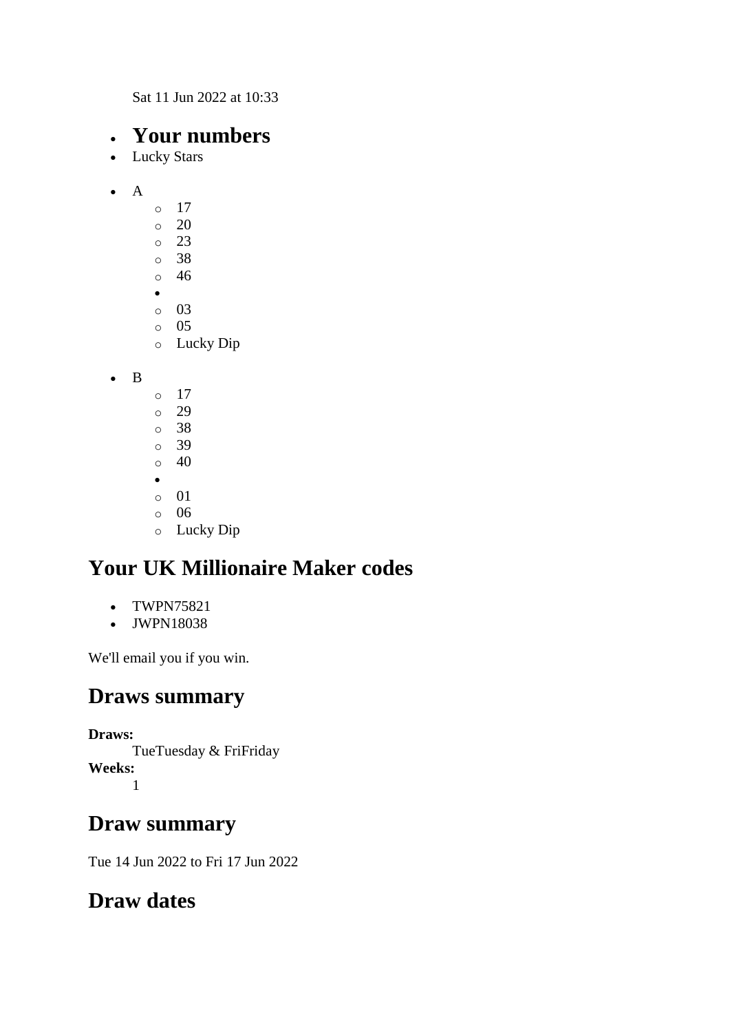Sat 11 Jun 2022 at 10:33

- ## Your numbers
- Lucky Stars

- A
  - 17
  - 20
  - 23
  - 38
  - 46
  - 
  - 03
  - 05
  - Lucky Dip

- B
  - 17
  - 29
  - 38
  - 39
  - 40
  - 
  - 01
  - 06
  - Lucky Dip

## Your UK Millionaire Maker codes

- TWPN75821
- JWPN18038

We'll email you if you win.

## Draws summary

**Draws:**
TueTuesday & FriFriday
**Weeks:**
1

## Draw summary

Tue 14 Jun 2022 to Fri 17 Jun 2022

## Draw dates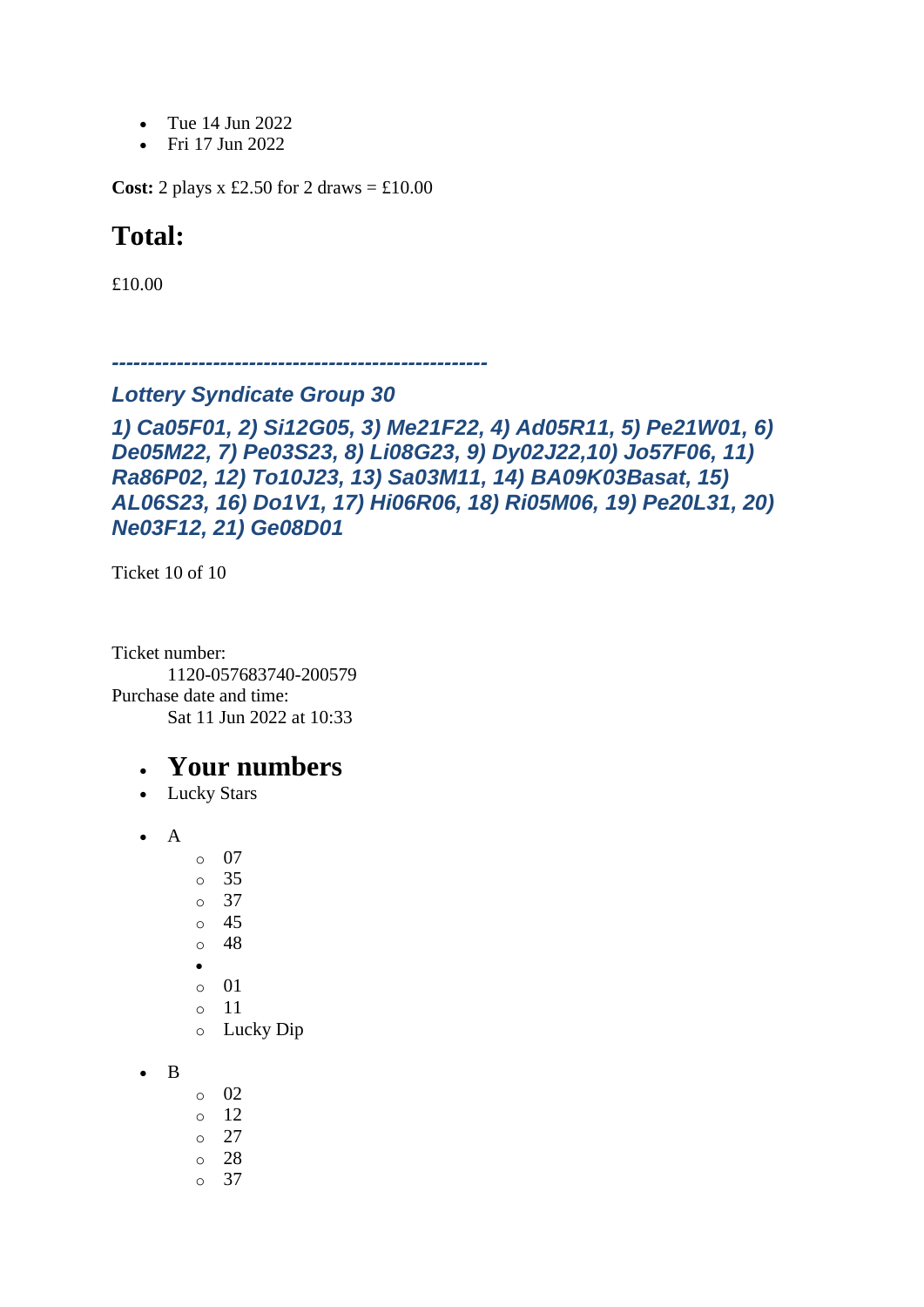- Tue 14 Jun 2022
- Fri 17 Jun 2022

**Cost:** 2 plays x £2.50 for 2 draws = £10.00

## Total:

£10.00

***----------------------------------------------------***

***Lottery Syndicate Group 30***

***1) Ca05F01, 2) Si12G05, 3) Me21F22, 4) Ad05R11, 5) Pe21W01, 6) De05M22, 7) Pe03S23, 8) Li08G23, 9) Dy02J22,10) Jo57F06, 11) Ra86P02, 12) To10J23, 13) Sa03M11, 14) BA09K03Basat, 15) AL06S23, 16) Do1V1, 17) Hi06R06, 18) Ri05M06, 19) Pe20L31, 20) Ne03F12, 21) Ge08D01***

Ticket 10 of 10

Ticket number:
    1120-057683740-200579
Purchase date and time:
    Sat 11 Jun 2022 at 10:33

- **Your numbers**
- Lucky Stars

- A
  - 07
  - 35
  - 37
  - 45
  - 48
- 
  - 01
  - 11
  - Lucky Dip

- B
  - 02
  - 12
  - 27
  - 28
  - 37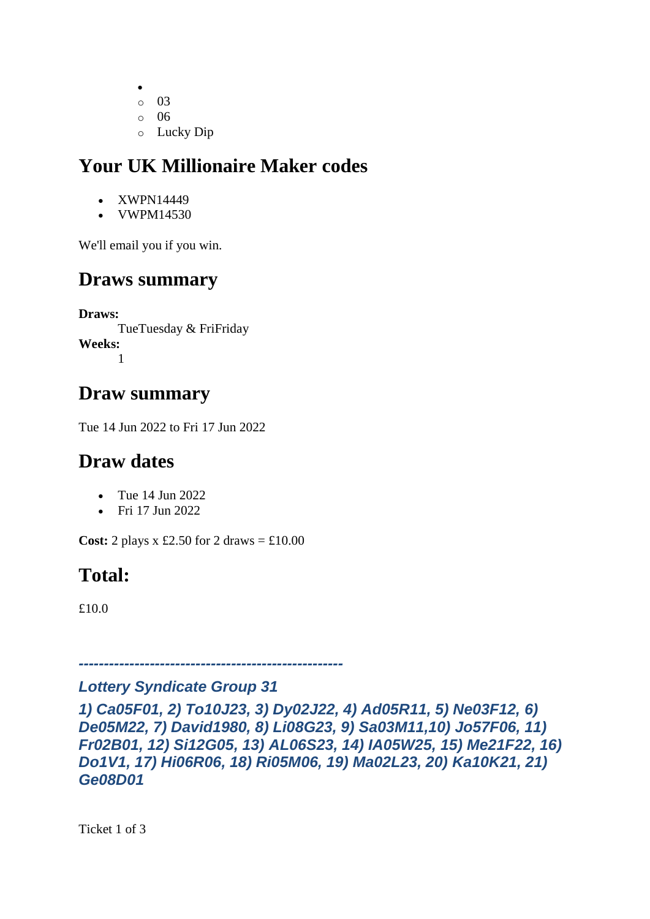- 
    - 03
    - 06
    - Lucky Dip

## Your UK Millionaire Maker codes

- XWPN14449
- VWPM14530

We'll email you if you win.

## Draws summary

**Draws:**
TueTuesday & FriFriday
**Weeks:**
1

## Draw summary

Tue 14 Jun 2022 to Fri 17 Jun 2022

## Draw dates

- Tue 14 Jun 2022
- Fri 17 Jun 2022

**Cost:** 2 plays x £2.50 for 2 draws = £10.00

## Total:

£10.0

***---------------------------------------------------***

### *Lottery Syndicate Group 31*

### *1) Ca05F01, 2) To10J23, 3) Dy02J22, 4) Ad05R11, 5) Ne03F12, 6) De05M22, 7) David1980, 8) Li08G23, 9) Sa03M11,10) Jo57F06, 11) Fr02B01, 12) Si12G05, 13) AL06S23, 14) IA05W25, 15) Me21F22, 16) Do1V1, 17) Hi06R06, 18) Ri05M06, 19) Ma02L23, 20) Ka10K21, 21) Ge08D01*

Ticket 1 of 3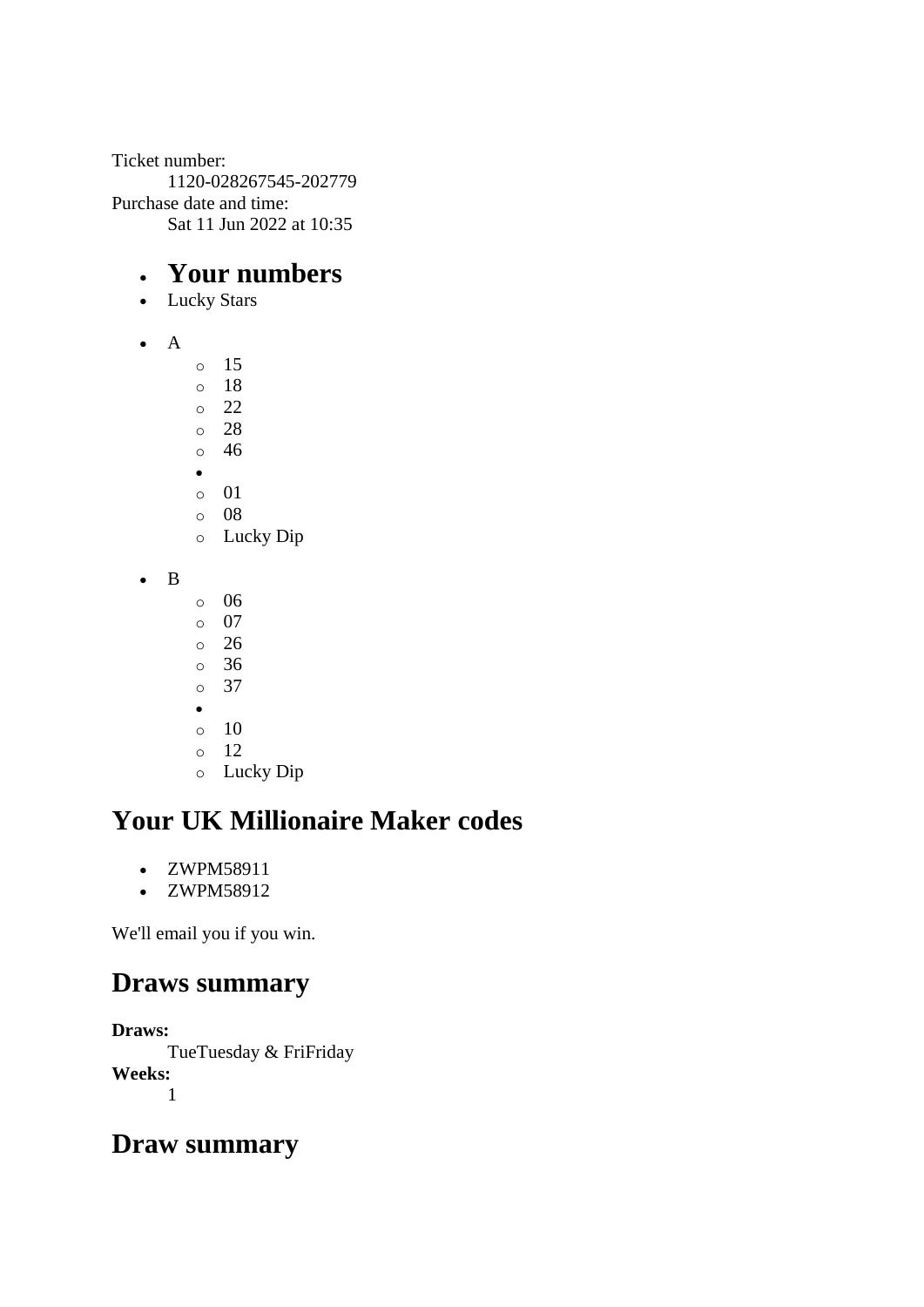Ticket number:
    1120-028267545-202779
Purchase date and time:
    Sat 11 Jun 2022 at 10:35

- ## Your numbers
- Lucky Stars

- A
    - 15
    - 18
    - 22
    - 28
    - 46
- 
    - 01
    - 08
    - Lucky Dip

- B
    - 06
    - 07
    - 26
    - 36
    - 37
- 
    - 10
    - 12
    - Lucky Dip

## Your UK Millionaire Maker codes

- ZWPM58911
- ZWPM58912

We'll email you if you win.

## Draws summary

**Draws:**
    TueTuesday & FriFriday
**Weeks:**
    1

## Draw summary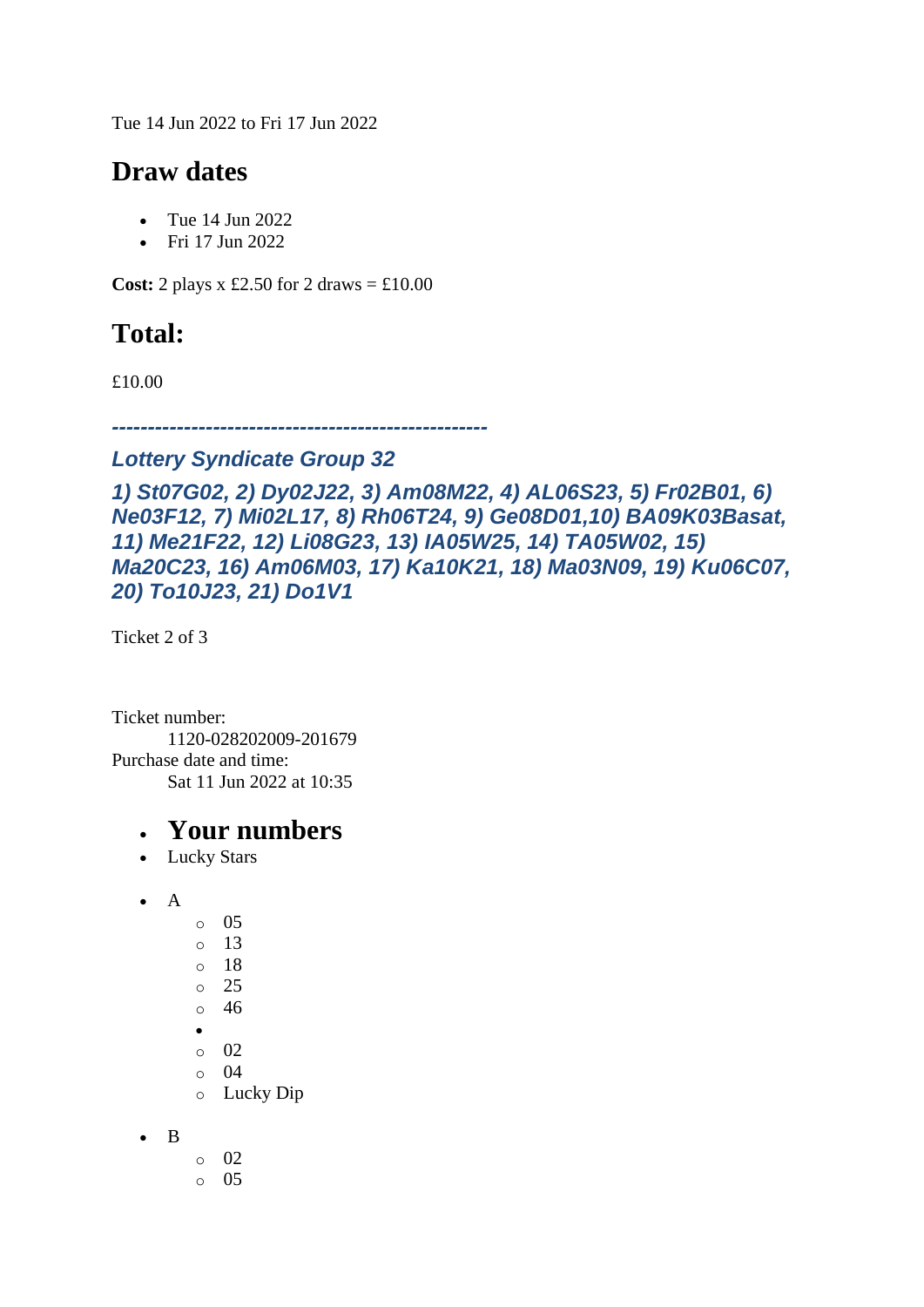Tue 14 Jun 2022 to Fri 17 Jun 2022

## Draw dates

- Tue 14 Jun 2022
- Fri 17 Jun 2022

**Cost:** 2 plays x £2.50 for 2 draws = £10.00

## Total:

£10.00

***----------------------------------------------------***

### *Lottery Syndicate Group 32*

### *1) St07G02, 2) Dy02J22, 3) Am08M22, 4) AL06S23, 5) Fr02B01, 6) Ne03F12, 7) Mi02L17, 8) Rh06T24, 9) Ge08D01,10) BA09K03Basat, 11) Me21F22, 12) Li08G23, 13) IA05W25, 14) TA05W02, 15) Ma20C23, 16) Am06M03, 17) Ka10K21, 18) Ma03N09, 19) Ku06C07, 20) To10J23, 21) Do1V1*

Ticket 2 of 3

Ticket number:
    1120-028202009-201679
Purchase date and time:
    Sat 11 Jun 2022 at 10:35

- # Your numbers
- Lucky Stars

- A
    - 05
    - 13
    - 18
    - 25
    - 46
  - 
    - 02
    - 04
    - Lucky Dip

- B
    - 02
    - 05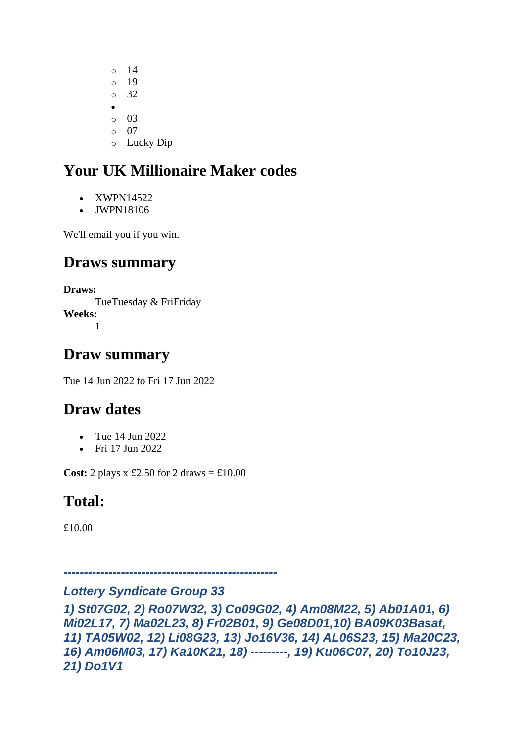- 14
  - 19
  - 32
- 
  - 03
  - 07
  - Lucky Dip

## Your UK Millionaire Maker codes

- XWPN14522
- JWPN18106

We'll email you if you win.

## Draws summary

**Draws:**
TueTuesday & FriFriday
**Weeks:**
1

## Draw summary

Tue 14 Jun 2022 to Fri 17 Jun 2022

## Draw dates

- Tue 14 Jun 2022
- Fri 17 Jun 2022

**Cost:** 2 plays x £2.50 for 2 draws = £10.00

## Total:

£10.00

*----------------------------------------------------*

***Lottery Syndicate Group 33***

***1) St07G02, 2) Ro07W32, 3) Co09G02, 4) Am08M22, 5) Ab01A01, 6) Mi02L17, 7) Ma02L23, 8) Fr02B01, 9) Ge08D01,10) BA09K03Basat, 11) TA05W02, 12) Li08G23, 13) Jo16V36, 14) AL06S23, 15) Ma20C23, 16) Am06M03, 17) Ka10K21, 18) ---------, 19) Ku06C07, 20) To10J23, 21) Do1V1***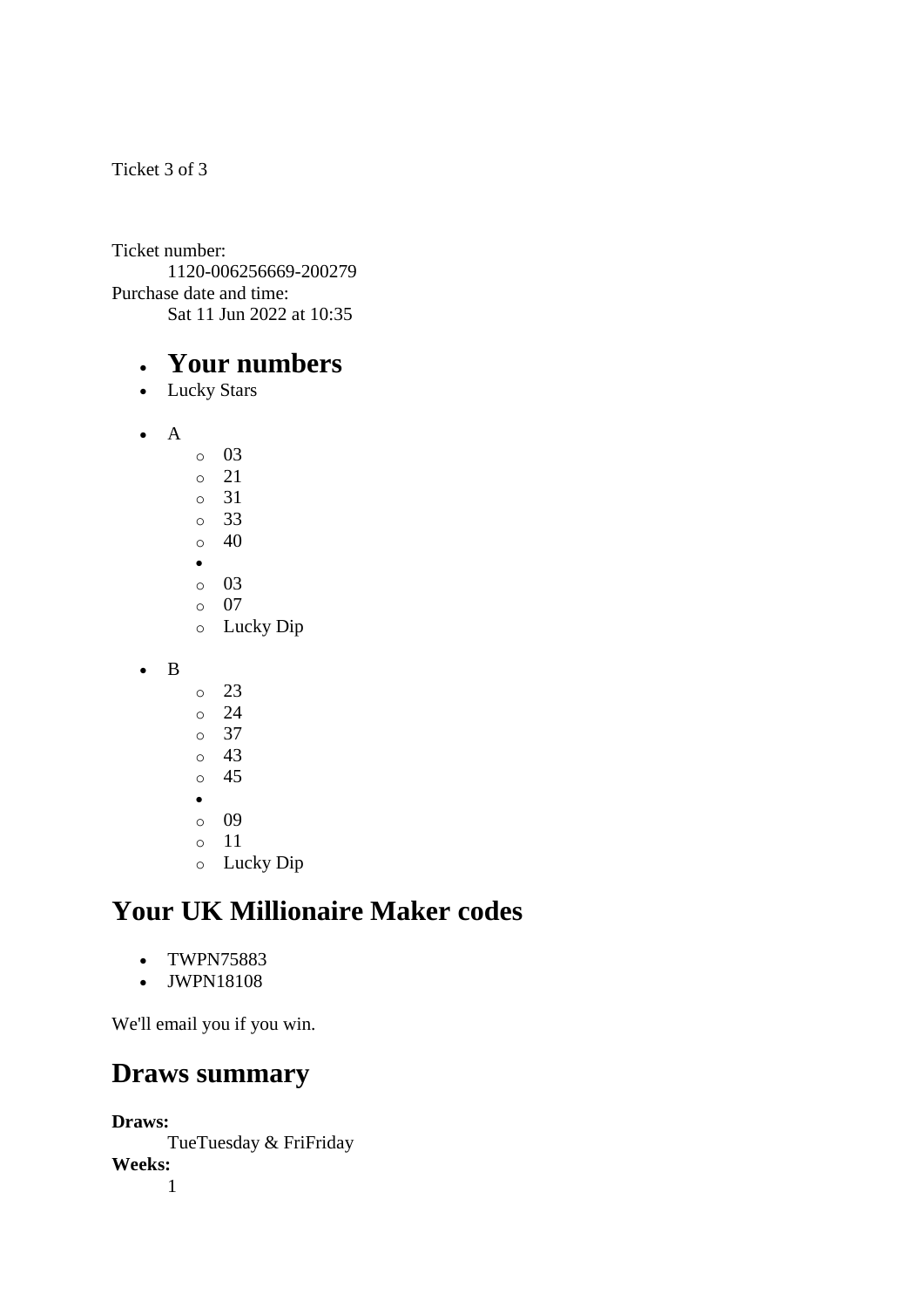Ticket 3 of 3

Ticket number:
  1120-006256669-200279
Purchase date and time:
  Sat 11 Jun 2022 at 10:35

- # Your numbers
- Lucky Stars

- A
  - 03
  - 21
  - 31
  - 33
  - 40
- 
  - 03
  - 07
  - Lucky Dip

- B
  - 23
  - 24
  - 37
  - 43
  - 45
- 
  - 09
  - 11
  - Lucky Dip

## Your UK Millionaire Maker codes

- TWPN75883
- JWPN18108

We'll email you if you win.

## Draws summary

**Draws:**
  TueTuesday & FriFriday
**Weeks:**
  1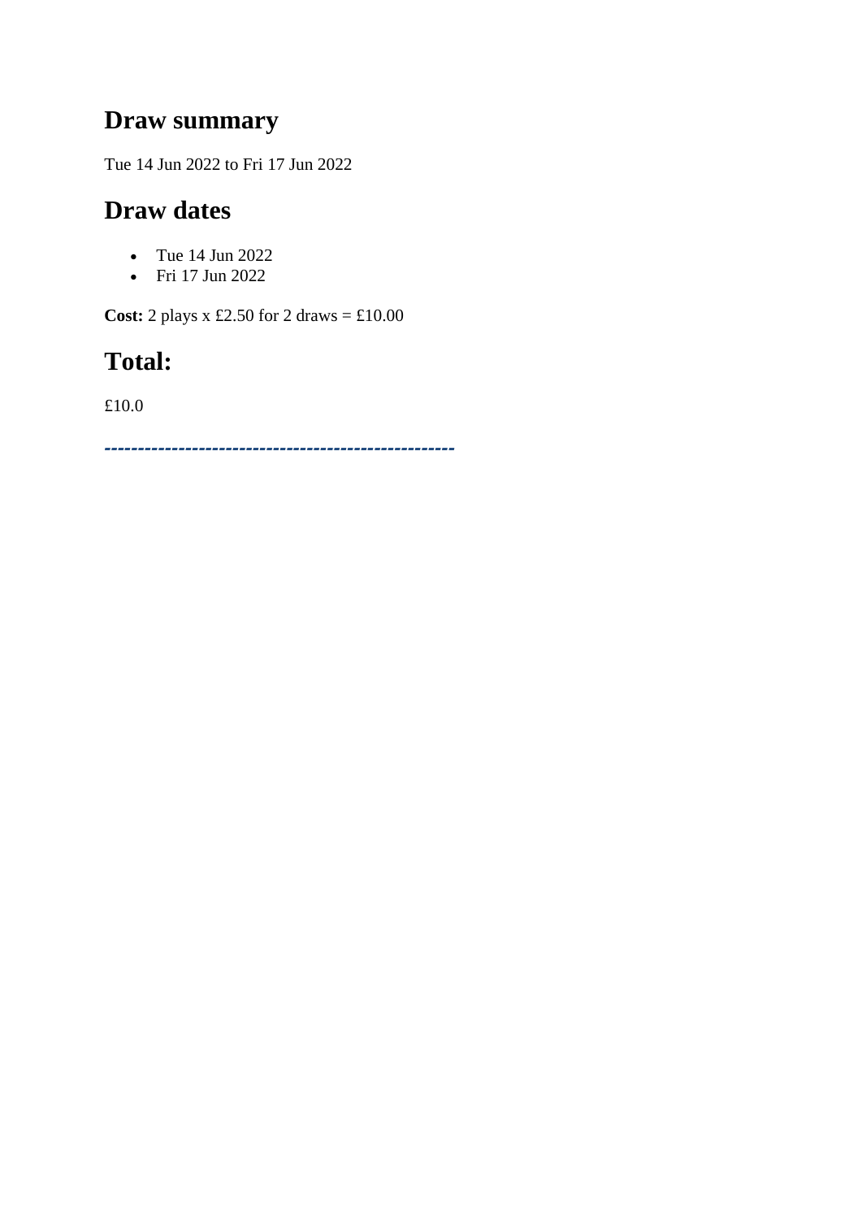## Draw summary

Tue 14 Jun 2022 to Fri 17 Jun 2022

## Draw dates

- Tue 14 Jun 2022
- Fri 17 Jun 2022

**Cost:** 2 plays x £2.50 for 2 draws = £10.00

## Total:

£10.0

***----------------------------------------------------***